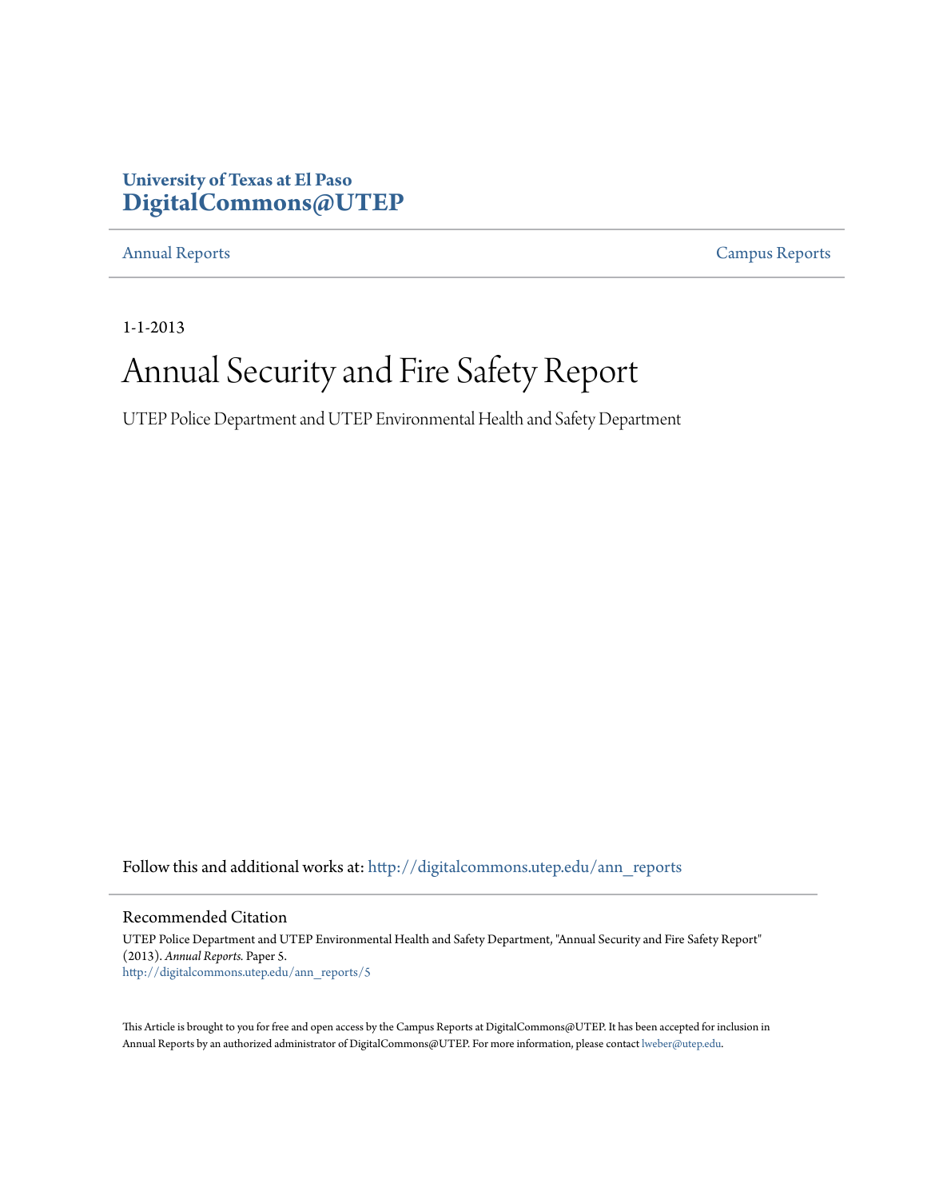University of Texas at El Paso
**DigitalCommons@UTEP**

Annual Reports | Campus Reports

1-1-2013

# Annual Security and Fire Safety Report

UTEP Police Department and UTEP Environmental Health and Safety Department

Follow this and additional works at: http://digitalcommons.utep.edu/ann_reports

## Recommended Citation

UTEP Police Department and UTEP Environmental Health and Safety Department, "Annual Security and Fire Safety Report" (2013). *Annual Reports.* Paper 5.
http://digitalcommons.utep.edu/ann_reports/5

This Article is brought to you for free and open access by the Campus Reports at DigitalCommons@UTEP. It has been accepted for inclusion in Annual Reports by an authorized administrator of DigitalCommons@UTEP. For more information, please contact lweber@utep.edu.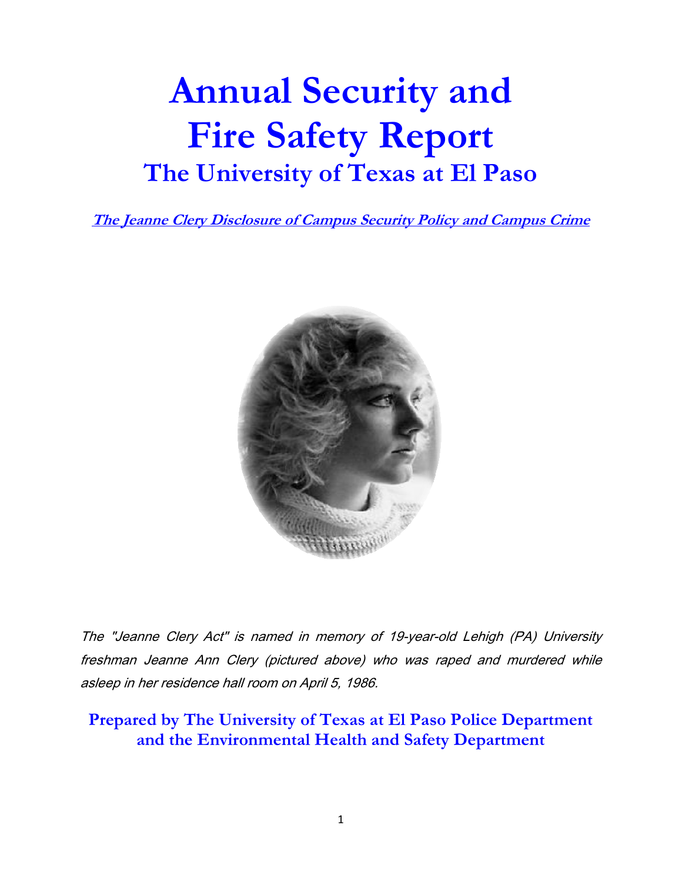# Annual Security and Fire Safety Report

## The University of Texas at El Paso

**The Jeanne Clery Disclosure of Campus Security Policy and Campus Crime**

*The "Jeanne Clery Act" is named in memory of 19-year-old Lehigh (PA) University freshman Jeanne Ann Clery (pictured above) who was raped and murdered while asleep in her residence hall room on April 5, 1986.*

**Prepared by The University of Texas at El Paso Police Department and the Environmental Health and Safety Department**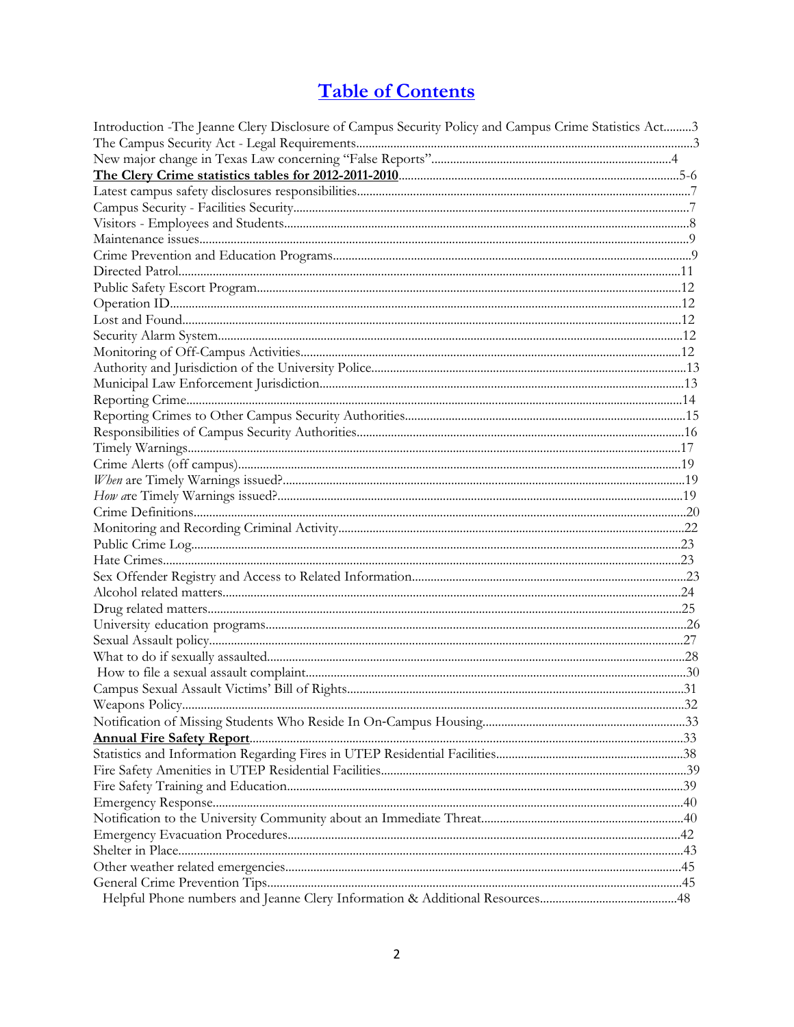# Table of Contents

Introduction -The Jeanne Clery Disclosure of Campus Security Policy and Campus Crime Statistics Act.........3
The Campus Security Act - Legal Requirements.........3
New major change in Texas Law concerning "False Reports".........4
**The Clery Crime statistics tables for 2012-2011-2010**.........5-6
Latest campus safety disclosures responsibilities.........7
Campus Security - Facilities Security.........7
Visitors - Employees and Students.........8
Maintenance issues.........9
Crime Prevention and Education Programs.........9
Directed Patrol.........11
Public Safety Escort Program.........12
Operation ID.........12
Lost and Found.........12
Security Alarm System.........12
Monitoring of Off-Campus Activities.........12
Authority and Jurisdiction of the University Police.........13
Municipal Law Enforcement Jurisdiction.........13
Reporting Crime.........14
Reporting Crimes to Other Campus Security Authorities.........15
Responsibilities of Campus Security Authorities.........16
Timely Warnings.........17
Crime Alerts (off campus).........19
*When* are Timely Warnings issued?.........19
*How a*re Timely Warnings issued?.........19
Crime Definitions.........20
Monitoring and Recording Criminal Activity.........22
Public Crime Log.........23
Hate Crimes.........23
Sex Offender Registry and Access to Related Information.........23
Alcohol related matters.........24
Drug related matters.........25
University education programs.........26
Sexual Assault policy.........27
What to do if sexually assaulted.........28
How to file a sexual assault complaint.........30
Campus Sexual Assault Victims' Bill of Rights.........31
Weapons Policy.........32
Notification of Missing Students Who Reside In On-Campus Housing.........33
**Annual Fire Safety Report**.........33
Statistics and Information Regarding Fires in UTEP Residential Facilities.........38
Fire Safety Amenities in UTEP Residential Facilities.........39
Fire Safety Training and Education.........39
Emergency Response.........40
Notification to the University Community about an Immediate Threat.........40
Emergency Evacuation Procedures.........42
Shelter in Place.........43
Other weather related emergencies.........45
General Crime Prevention Tips.........45
Helpful Phone numbers and Jeanne Clery Information & Additional Resources.........48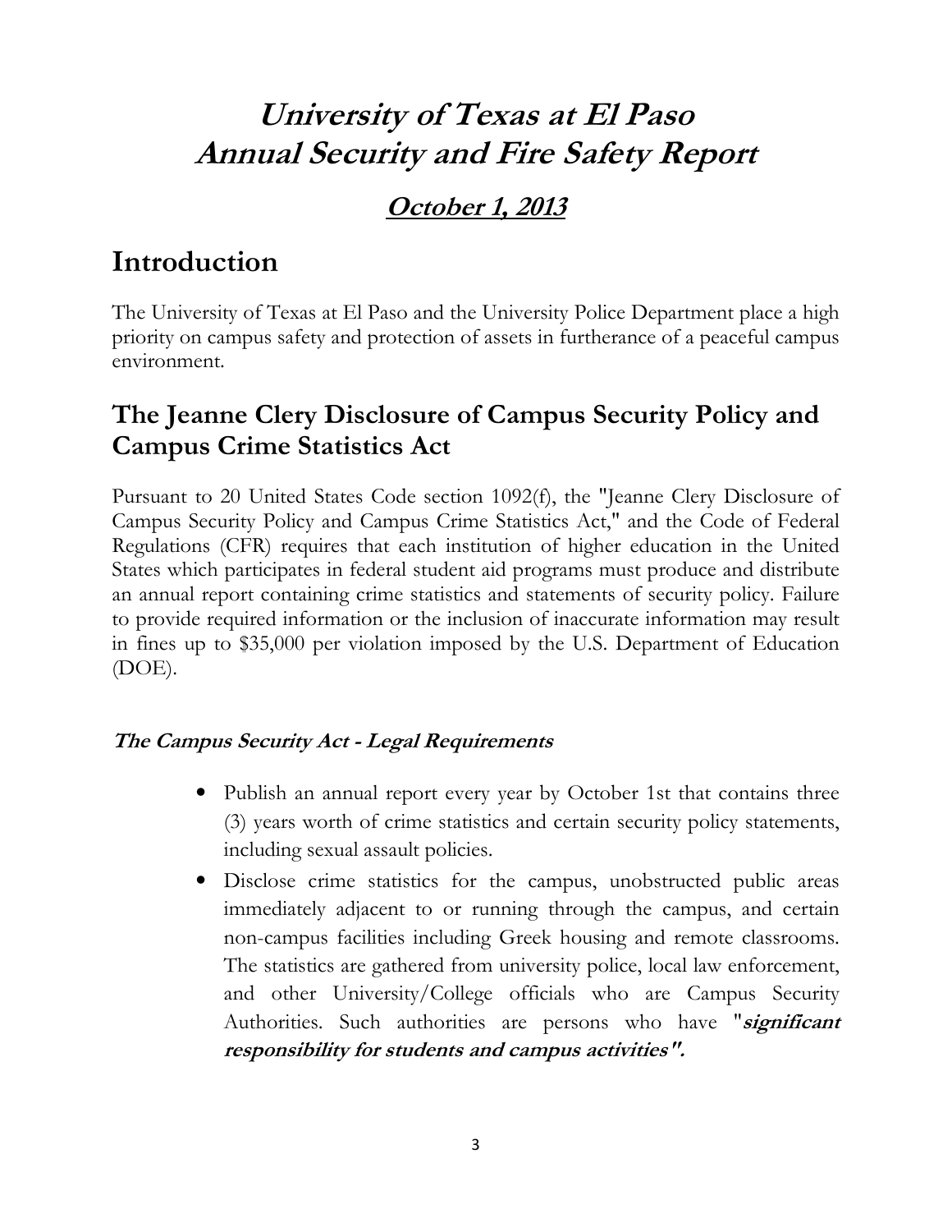# *University of Texas at El Paso*
# *Annual Security and Fire Safety Report*

### ***October 1, 2013***

## Introduction

The University of Texas at El Paso and the University Police Department place a high priority on campus safety and protection of assets in furtherance of a peaceful campus environment.

## The Jeanne Clery Disclosure of Campus Security Policy and Campus Crime Statistics Act

Pursuant to 20 United States Code section 1092(f), the "Jeanne Clery Disclosure of Campus Security Policy and Campus Crime Statistics Act," and the Code of Federal Regulations (CFR) requires that each institution of higher education in the United States which participates in federal student aid programs must produce and distribute an annual report containing crime statistics and statements of security policy. Failure to provide required information or the inclusion of inaccurate information may result in fines up to $35,000 per violation imposed by the U.S. Department of Education (DOE).

#### *The Campus Security Act - Legal Requirements*

- Publish an annual report every year by October 1st that contains three (3) years worth of crime statistics and certain security policy statements, including sexual assault policies.
- Disclose crime statistics for the campus, unobstructed public areas immediately adjacent to or running through the campus, and certain non-campus facilities including Greek housing and remote classrooms. The statistics are gathered from university police, local law enforcement, and other University/College officials who are Campus Security Authorities. Such authorities are persons who have "***significant responsibility for students and campus activities".***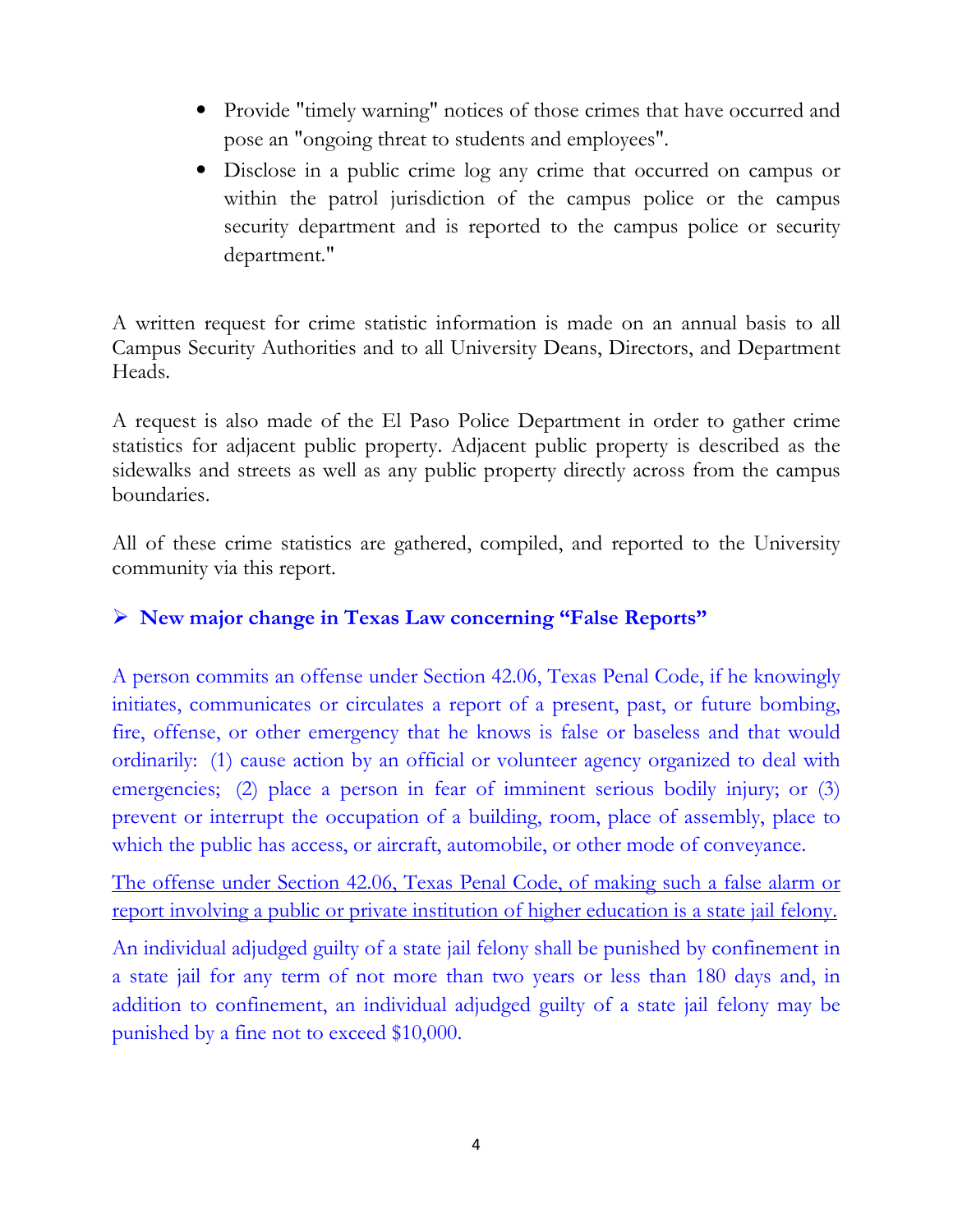- Provide "timely warning" notices of those crimes that have occurred and pose an "ongoing threat to students and employees".
- Disclose in a public crime log any crime that occurred on campus or within the patrol jurisdiction of the campus police or the campus security department and is reported to the campus police or security department."

A written request for crime statistic information is made on an annual basis to all Campus Security Authorities and to all University Deans, Directors, and Department Heads.

A request is also made of the El Paso Police Department in order to gather crime statistics for adjacent public property. Adjacent public property is described as the sidewalks and streets as well as any public property directly across from the campus boundaries.

All of these crime statistics are gathered, compiled, and reported to the University community via this report.

## ➢ New major change in Texas Law concerning "False Reports"

A person commits an offense under Section 42.06, Texas Penal Code, if he knowingly initiates, communicates or circulates a report of a present, past, or future bombing, fire, offense, or other emergency that he knows is false or baseless and that would ordinarily: (1) cause action by an official or volunteer agency organized to deal with emergencies; (2) place a person in fear of imminent serious bodily injury; or (3) prevent or interrupt the occupation of a building, room, place of assembly, place to which the public has access, or aircraft, automobile, or other mode of conveyance.

<u>The offense under Section 42.06, Texas Penal Code, of making such a false alarm or report involving a public or private institution of higher education is a state jail felony.</u>

An individual adjudged guilty of a state jail felony shall be punished by confinement in a state jail for any term of not more than two years or less than 180 days and, in addition to confinement, an individual adjudged guilty of a state jail felony may be punished by a fine not to exceed $10,000.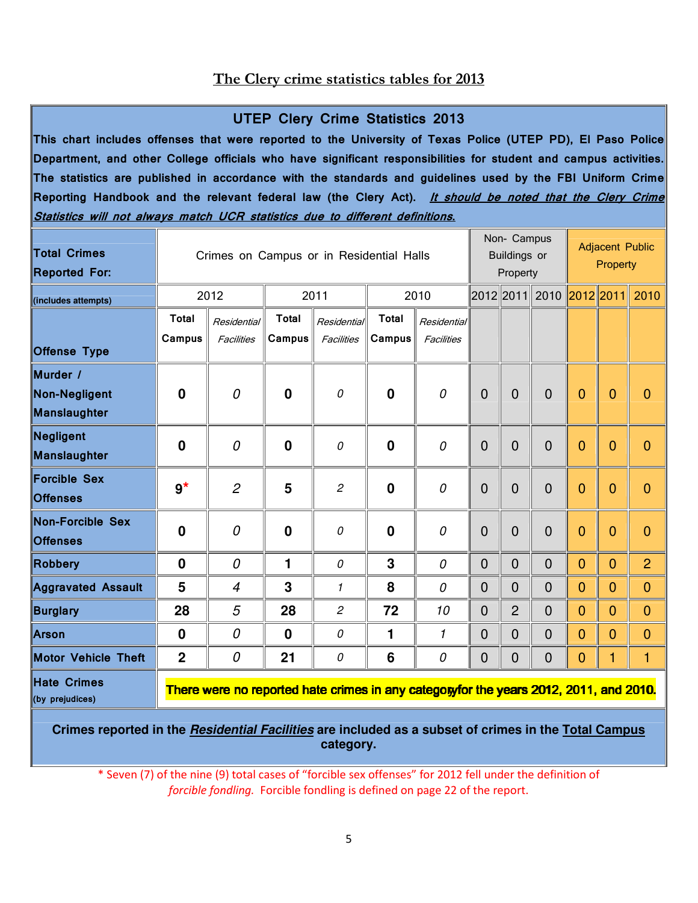## The Clery crime statistics tables for 2013

### UTEP Clery Crime Statistics 2013

**This chart includes offenses that were reported to the University of Texas Police (UTEP PD), El Paso Police Department, and other College officials who have significant responsibilities for student and campus activities. The statistics are published in accordance with the standards and guidelines used by the FBI Uniform Crime Reporting Handbook and the relevant federal law (the Clery Act).** ***It should be noted that the Clery Crime Statistics will not always match UCR statistics due to different definitions.***

| **Total Crimes Reported For:** | Crimes on Campus or in Residential Halls | | | | | | Non- Campus Buildings or Property | | | Adjacent Public Property | | |
|---|---|---|---|---|---|---|---|---|---|---|---|---|
| **(includes attempts)** | 2012 | | 2011 | | 2010 | | 2012 | 2011 | 2010 | 2012 | 2011 | 2010 |
| **Offense Type** | **Total Campus** | *Residential Facilities* | **Total Campus** | *Residential Facilities* | **Total Campus** | *Residential Facilities* | | | | | | |
| **Murder / Non-Negligent Manslaughter** | **0** | *0* | **0** | *0* | **0** | *0* | 0 | 0 | 0 | 0 | 0 | 0 |
| **Negligent Manslaughter** | **0** | *0* | **0** | *0* | **0** | *0* | 0 | 0 | 0 | 0 | 0 | 0 |
| **Forcible Sex Offenses** | **9*** | *2* | **5** | *2* | **0** | *0* | 0 | 0 | 0 | 0 | 0 | 0 |
| **Non-Forcible Sex Offenses** | **0** | *0* | **0** | *0* | **0** | *0* | 0 | 0 | 0 | 0 | 0 | 0 |
| **Robbery** | **0** | *0* | **1** | *0* | **3** | *0* | 0 | 0 | 0 | 0 | 0 | 2 |
| **Aggravated Assault** | **5** | *4* | **3** | *1* | **8** | *0* | 0 | 0 | 0 | 0 | 0 | 0 |
| **Burglary** | **28** | *5* | **28** | *2* | **72** | *10* | 0 | 2 | 0 | 0 | 0 | 0 |
| **Arson** | **0** | *0* | **0** | *0* | **1** | *1* | 0 | 0 | 0 | 0 | 0 | 0 |
| **Motor Vehicle Theft** | **2** | *0* | **21** | *0* | **6** | *0* | 0 | 0 | 0 | 0 | 1 | 1 |
| **Hate Crimes** (by prejudices) | **There were no reported hate crimes in any category for the years 2012, 2011, and 2010.** | | | | | | | | | | | |

**Crimes reported in the *Residential Facilities* are included as a subset of crimes in the Total Campus category.**

* Seven (7) of the nine (9) total cases of "forcible sex offenses" for 2012 fell under the definition of *forcible fondling.* Forcible fondling is defined on page 22 of the report.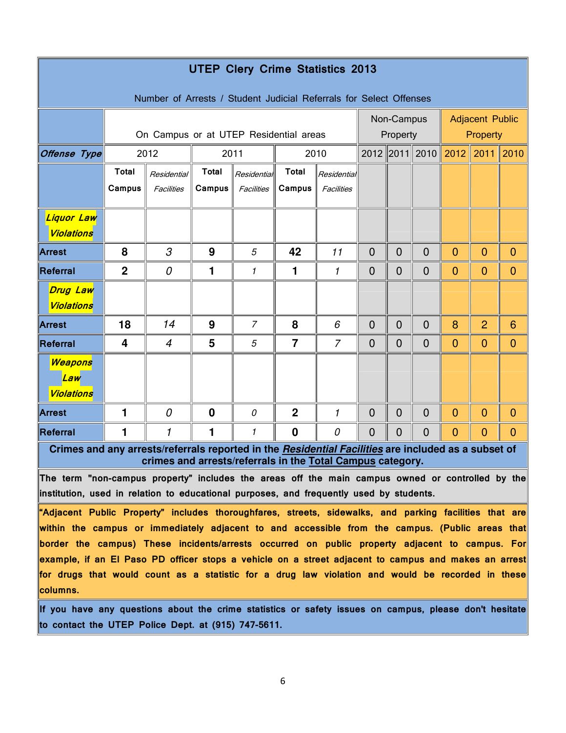## UTEP Clery Crime Statistics 2013

Number of Arrests / Student Judicial Referrals for Select Offenses

| | On Campus or at UTEP Residential areas | | | | | | Non-Campus Property | | | Adjacent Public Property | | |
|---|---|---|---|---|---|---|---|---|---|---|---|---|
| ***Offense Type*** | 2012 | | 2011 | | 2010 | | 2012 | 2011 | 2010 | 2012 | 2011 | 2010 |
| | **Total Campus** | *Residential Facilities* | **Total Campus** | *Residential Facilities* | **Total Campus** | *Residential Facilities* | | | | | | |
| ***Liquor Law Violations*** | | | | | | | | | | | | |
| **Arrest** | **8** | *3* | **9** | *5* | **42** | *11* | 0 | 0 | 0 | 0 | 0 | 0 |
| **Referral** | **2** | *0* | **1** | *1* | **1** | *1* | 0 | 0 | 0 | 0 | 0 | 0 |
| ***Drug Law Violations*** | | | | | | | | | | | | |
| **Arrest** | **18** | *14* | **9** | *7* | **8** | *6* | 0 | 0 | 0 | 8 | 2 | 6 |
| **Referral** | **4** | *4* | **5** | *5* | **7** | *7* | 0 | 0 | 0 | 0 | 0 | 0 |
| ***Weapons Law Violations*** | | | | | | | | | | | | |
| **Arrest** | **1** | *0* | **0** | *0* | **2** | *1* | 0 | 0 | 0 | 0 | 0 | 0 |
| **Referral** | **1** | *1* | **1** | *1* | **0** | *0* | 0 | 0 | 0 | 0 | 0 | 0 |

**Crimes and any arrests/referrals reported in the *Residential Facilities* are included as a subset of crimes and arrests/referrals in the Total Campus category.**

**The term "non-campus property" includes the areas off the main campus owned or controlled by the institution, used in relation to educational purposes, and frequently used by students.**

**"Adjacent Public Property" includes thoroughfares, streets, sidewalks, and parking facilities that are within the campus or immediately adjacent to and accessible from the campus. (Public areas that border the campus) These incidents/arrests occurred on public property adjacent to campus. For example, if an El Paso PD officer stops a vehicle on a street adjacent to campus and makes an arrest for drugs that would count as a statistic for a drug law violation and would be recorded in these columns.**

**If you have any questions about the crime statistics or safety issues on campus, please don't hesitate to contact the UTEP Police Dept. at (915) 747-5611.**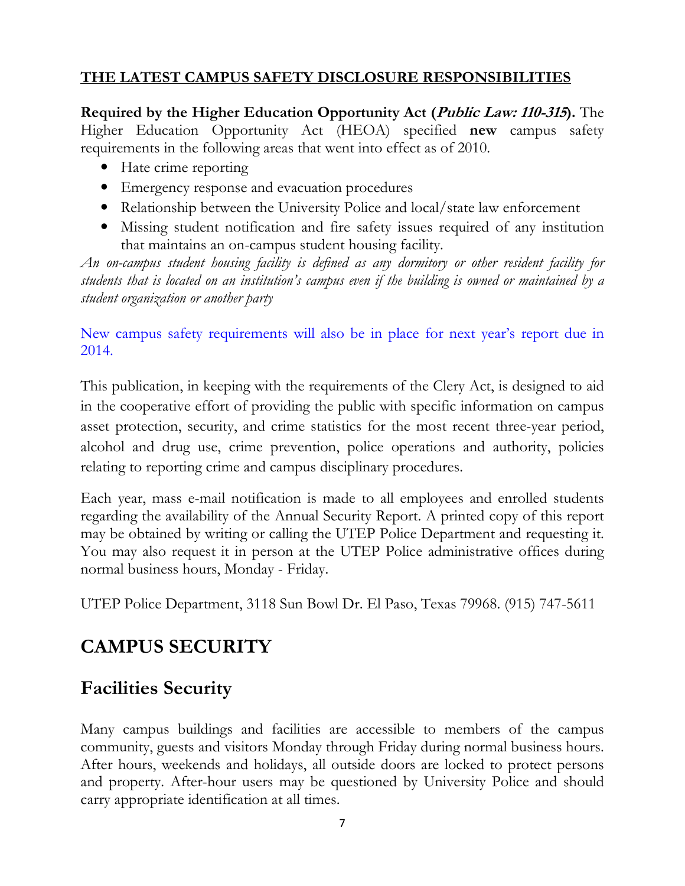**THE LATEST CAMPUS SAFETY DISCLOSURE RESPONSIBILITIES**

**Required by the Higher Education Opportunity Act (*Public Law: 110-315*).** The Higher Education Opportunity Act (HEOA) specified **new** campus safety requirements in the following areas that went into effect as of 2010.

- Hate crime reporting
- Emergency response and evacuation procedures
- Relationship between the University Police and local/state law enforcement
- Missing student notification and fire safety issues required of any institution that maintains an on-campus student housing facility.

*An on-campus student housing facility is defined as any dormitory or other resident facility for students that is located on an institution's campus even if the building is owned or maintained by a student organization or another party*

New campus safety requirements will also be in place for next year's report due in 2014.

This publication, in keeping with the requirements of the Clery Act, is designed to aid in the cooperative effort of providing the public with specific information on campus asset protection, security, and crime statistics for the most recent three-year period, alcohol and drug use, crime prevention, police operations and authority, policies relating to reporting crime and campus disciplinary procedures.

Each year, mass e-mail notification is made to all employees and enrolled students regarding the availability of the Annual Security Report. A printed copy of this report may be obtained by writing or calling the UTEP Police Department and requesting it. You may also request it in person at the UTEP Police administrative offices during normal business hours, Monday - Friday.

UTEP Police Department, 3118 Sun Bowl Dr. El Paso, Texas 79968. (915) 747-5611

# CAMPUS SECURITY

## Facilities Security

Many campus buildings and facilities are accessible to members of the campus community, guests and visitors Monday through Friday during normal business hours. After hours, weekends and holidays, all outside doors are locked to protect persons and property. After-hour users may be questioned by University Police and should carry appropriate identification at all times.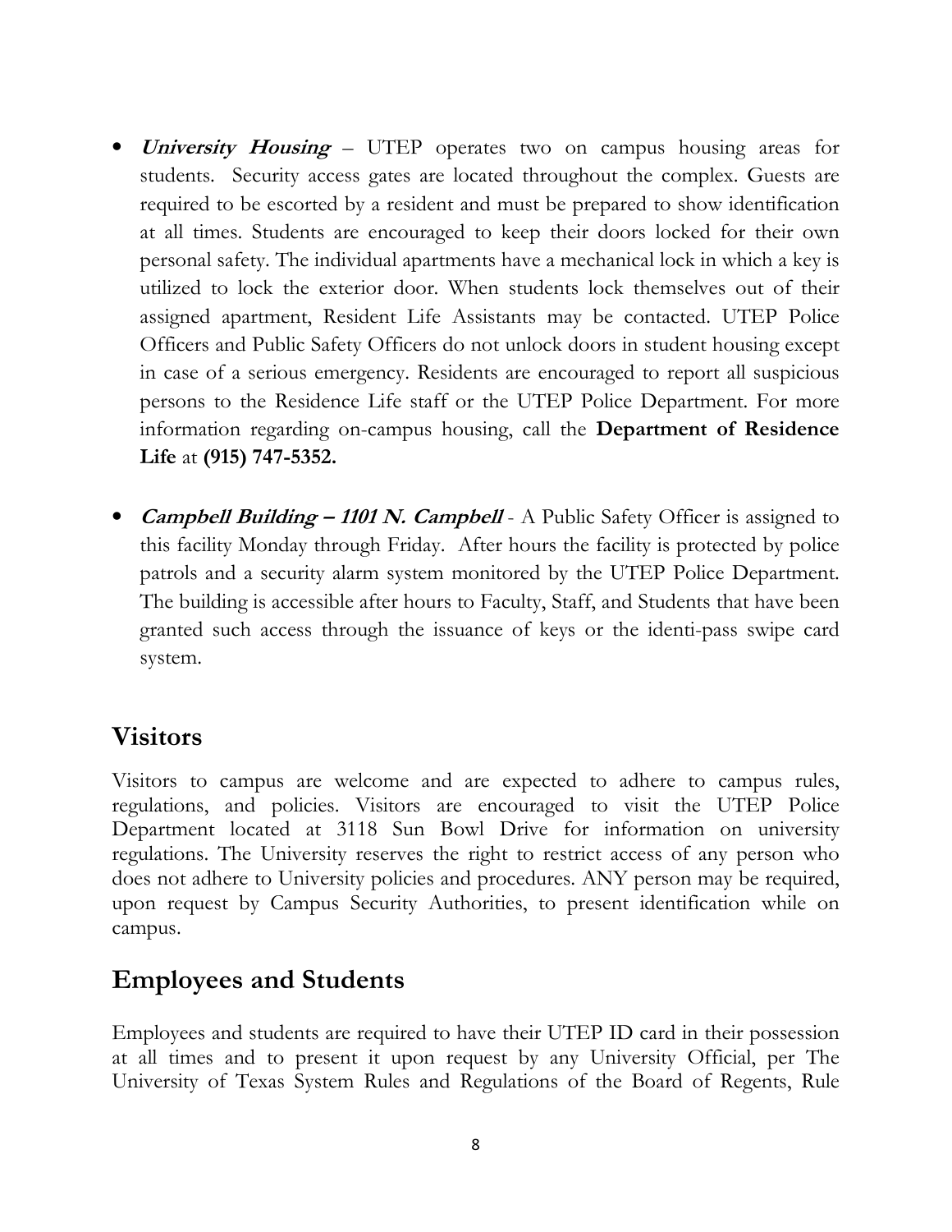- ***University Housing*** – UTEP operates two on campus housing areas for students. Security access gates are located throughout the complex. Guests are required to be escorted by a resident and must be prepared to show identification at all times. Students are encouraged to keep their doors locked for their own personal safety. The individual apartments have a mechanical lock in which a key is utilized to lock the exterior door. When students lock themselves out of their assigned apartment, Resident Life Assistants may be contacted. UTEP Police Officers and Public Safety Officers do not unlock doors in student housing except in case of a serious emergency. Residents are encouraged to report all suspicious persons to the Residence Life staff or the UTEP Police Department. For more information regarding on-campus housing, call the **Department of Residence Life** at **(915) 747-5352.**

- ***Campbell Building – 1101 N. Campbell*** - A Public Safety Officer is assigned to this facility Monday through Friday. After hours the facility is protected by police patrols and a security alarm system monitored by the UTEP Police Department. The building is accessible after hours to Faculty, Staff, and Students that have been granted such access through the issuance of keys or the identi-pass swipe card system.

## Visitors

Visitors to campus are welcome and are expected to adhere to campus rules, regulations, and policies. Visitors are encouraged to visit the UTEP Police Department located at 3118 Sun Bowl Drive for information on university regulations. The University reserves the right to restrict access of any person who does not adhere to University policies and procedures. ANY person may be required, upon request by Campus Security Authorities, to present identification while on campus.

## Employees and Students

Employees and students are required to have their UTEP ID card in their possession at all times and to present it upon request by any University Official, per The University of Texas System Rules and Regulations of the Board of Regents, Rule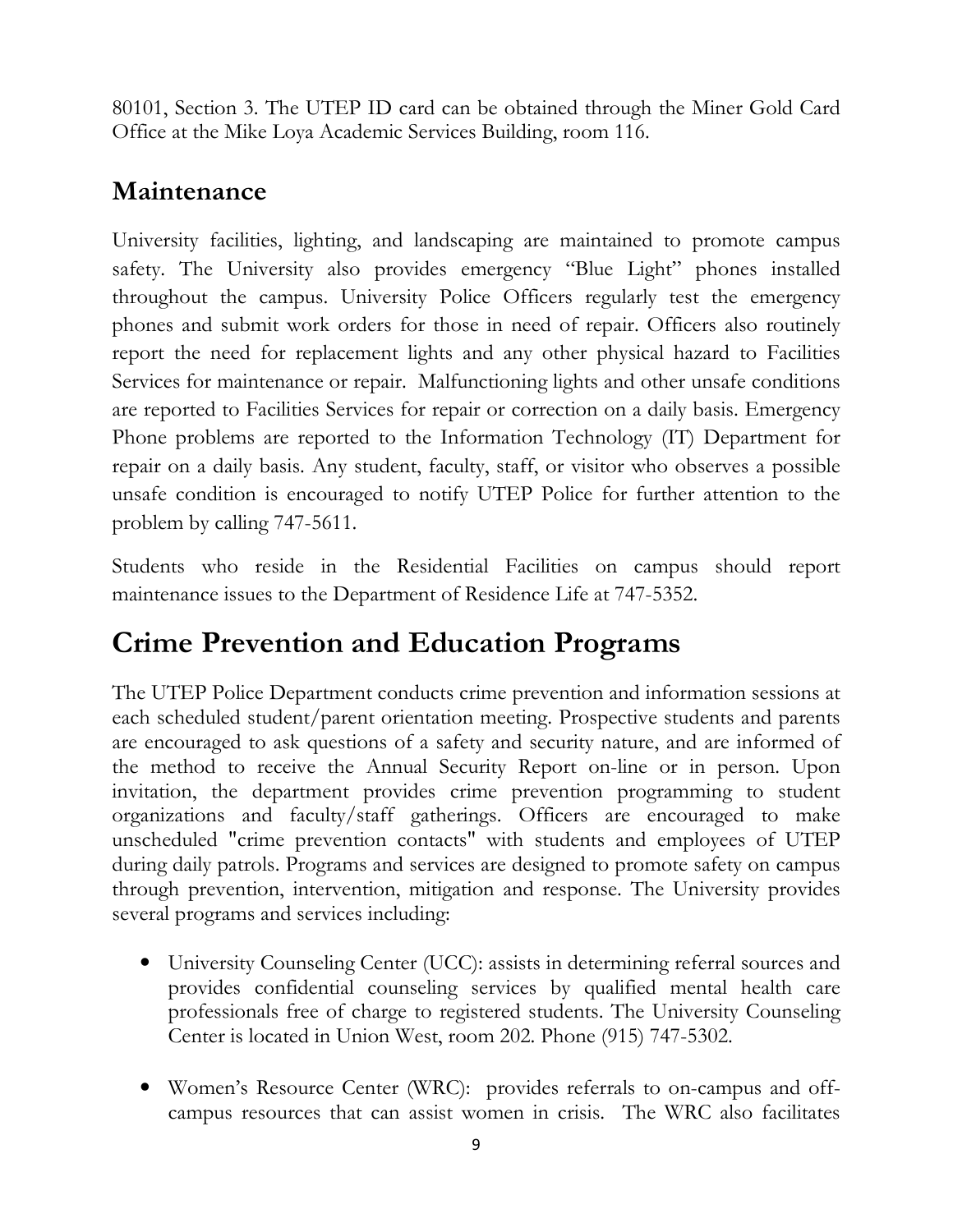80101, Section 3. The UTEP ID card can be obtained through the Miner Gold Card Office at the Mike Loya Academic Services Building, room 116.

## Maintenance

University facilities, lighting, and landscaping are maintained to promote campus safety. The University also provides emergency "Blue Light" phones installed throughout the campus. University Police Officers regularly test the emergency phones and submit work orders for those in need of repair. Officers also routinely report the need for replacement lights and any other physical hazard to Facilities Services for maintenance or repair. Malfunctioning lights and other unsafe conditions are reported to Facilities Services for repair or correction on a daily basis. Emergency Phone problems are reported to the Information Technology (IT) Department for repair on a daily basis. Any student, faculty, staff, or visitor who observes a possible unsafe condition is encouraged to notify UTEP Police for further attention to the problem by calling 747-5611.

Students who reside in the Residential Facilities on campus should report maintenance issues to the Department of Residence Life at 747-5352.

# Crime Prevention and Education Programs

The UTEP Police Department conducts crime prevention and information sessions at each scheduled student/parent orientation meeting. Prospective students and parents are encouraged to ask questions of a safety and security nature, and are informed of the method to receive the Annual Security Report on-line or in person. Upon invitation, the department provides crime prevention programming to student organizations and faculty/staff gatherings. Officers are encouraged to make unscheduled "crime prevention contacts" with students and employees of UTEP during daily patrols. Programs and services are designed to promote safety on campus through prevention, intervention, mitigation and response. The University provides several programs and services including:

- University Counseling Center (UCC): assists in determining referral sources and provides confidential counseling services by qualified mental health care professionals free of charge to registered students. The University Counseling Center is located in Union West, room 202. Phone (915) 747-5302.

- Women's Resource Center (WRC): provides referrals to on-campus and off-campus resources that can assist women in crisis. The WRC also facilitates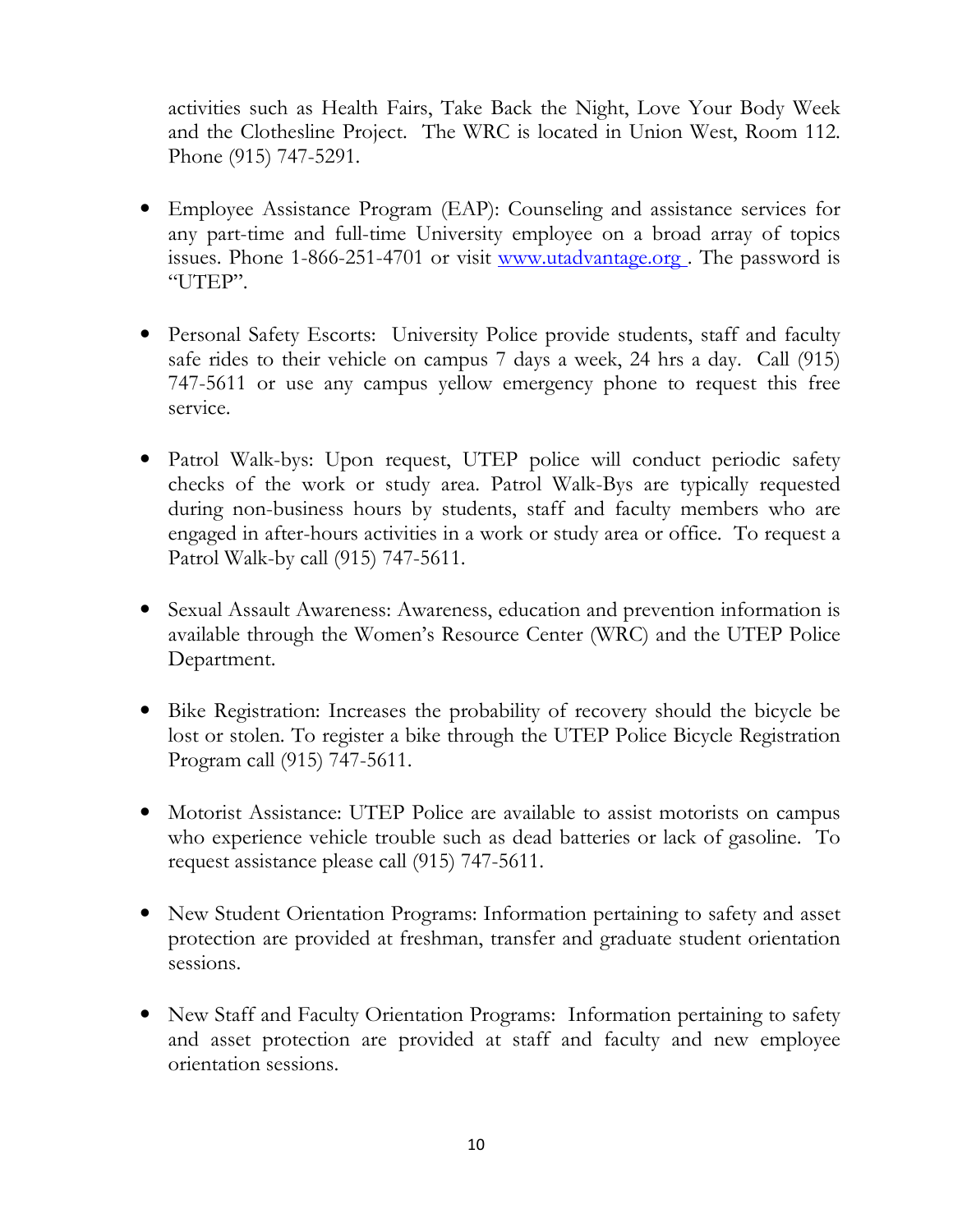activities such as Health Fairs, Take Back the Night, Love Your Body Week and the Clothesline Project. The WRC is located in Union West, Room 112. Phone (915) 747-5291.

- Employee Assistance Program (EAP): Counseling and assistance services for any part-time and full-time University employee on a broad array of topics issues. Phone 1-866-251-4701 or visit [www.utadvantage.org](www.utadvantage.org) . The password is "UTEP".

- Personal Safety Escorts: University Police provide students, staff and faculty safe rides to their vehicle on campus 7 days a week, 24 hrs a day. Call (915) 747-5611 or use any campus yellow emergency phone to request this free service.

- Patrol Walk-bys: Upon request, UTEP police will conduct periodic safety checks of the work or study area. Patrol Walk-Bys are typically requested during non-business hours by students, staff and faculty members who are engaged in after-hours activities in a work or study area or office. To request a Patrol Walk-by call (915) 747-5611.

- Sexual Assault Awareness: Awareness, education and prevention information is available through the Women's Resource Center (WRC) and the UTEP Police Department.

- Bike Registration: Increases the probability of recovery should the bicycle be lost or stolen. To register a bike through the UTEP Police Bicycle Registration Program call (915) 747-5611.

- Motorist Assistance: UTEP Police are available to assist motorists on campus who experience vehicle trouble such as dead batteries or lack of gasoline. To request assistance please call (915) 747-5611.

- New Student Orientation Programs: Information pertaining to safety and asset protection are provided at freshman, transfer and graduate student orientation sessions.

- New Staff and Faculty Orientation Programs: Information pertaining to safety and asset protection are provided at staff and faculty and new employee orientation sessions.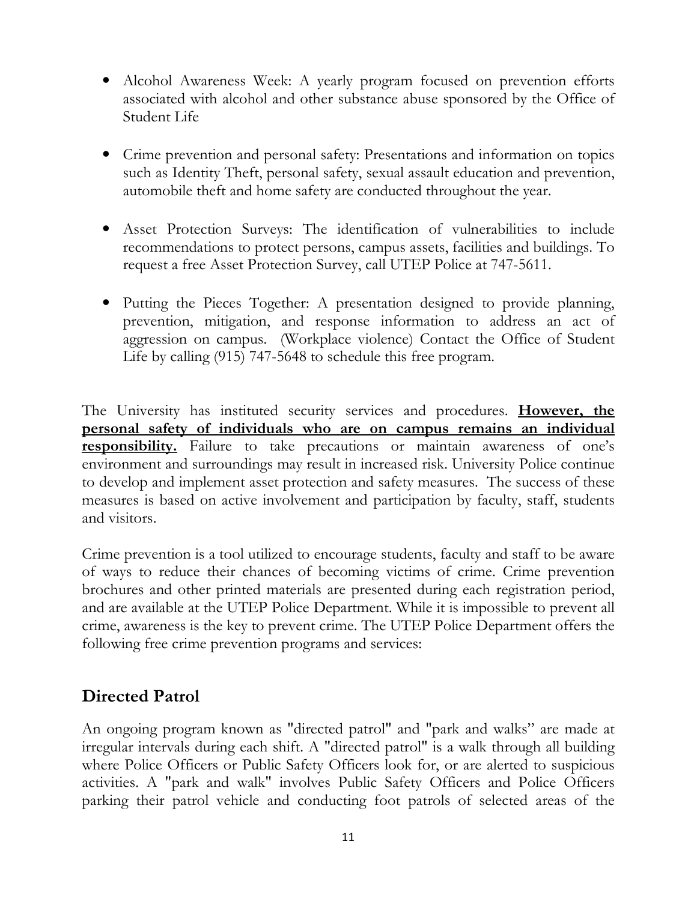- Alcohol Awareness Week: A yearly program focused on prevention efforts associated with alcohol and other substance abuse sponsored by the Office of Student Life

- Crime prevention and personal safety: Presentations and information on topics such as Identity Theft, personal safety, sexual assault education and prevention, automobile theft and home safety are conducted throughout the year.

- Asset Protection Surveys: The identification of vulnerabilities to include recommendations to protect persons, campus assets, facilities and buildings. To request a free Asset Protection Survey, call UTEP Police at 747-5611.

- Putting the Pieces Together: A presentation designed to provide planning, prevention, mitigation, and response information to address an act of aggression on campus. (Workplace violence) Contact the Office of Student Life by calling (915) 747-5648 to schedule this free program.

The University has instituted security services and procedures. **However, the personal safety of individuals who are on campus remains an individual responsibility.** Failure to take precautions or maintain awareness of one's environment and surroundings may result in increased risk. University Police continue to develop and implement asset protection and safety measures. The success of these measures is based on active involvement and participation by faculty, staff, students and visitors.

Crime prevention is a tool utilized to encourage students, faculty and staff to be aware of ways to reduce their chances of becoming victims of crime. Crime prevention brochures and other printed materials are presented during each registration period, and are available at the UTEP Police Department. While it is impossible to prevent all crime, awareness is the key to prevent crime. The UTEP Police Department offers the following free crime prevention programs and services:

## Directed Patrol

An ongoing program known as "directed patrol" and "park and walks" are made at irregular intervals during each shift. A "directed patrol" is a walk through all building where Police Officers or Public Safety Officers look for, or are alerted to suspicious activities. A "park and walk" involves Public Safety Officers and Police Officers parking their patrol vehicle and conducting foot patrols of selected areas of the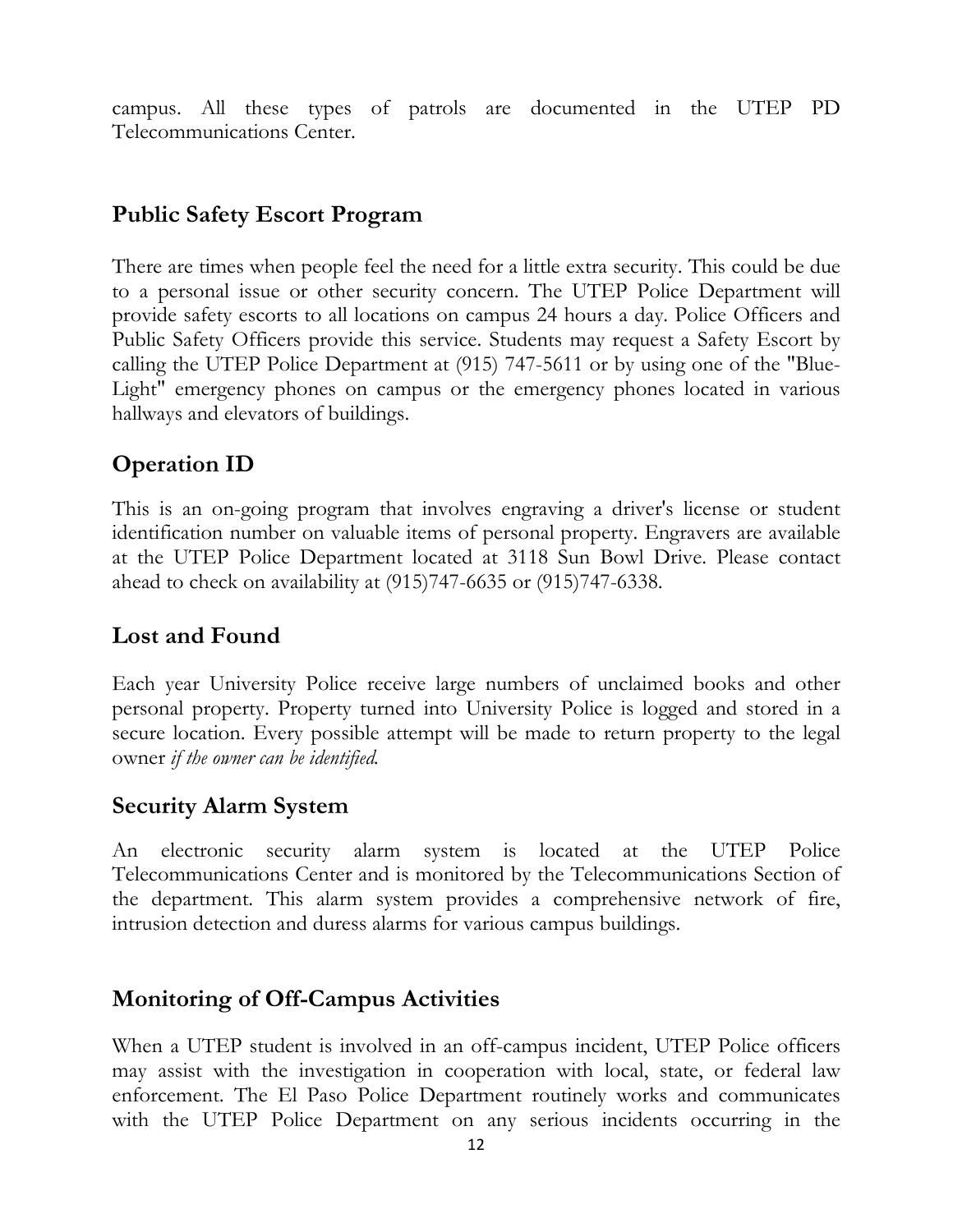campus. All these types of patrols are documented in the UTEP PD Telecommunications Center.

## Public Safety Escort Program

There are times when people feel the need for a little extra security. This could be due to a personal issue or other security concern. The UTEP Police Department will provide safety escorts to all locations on campus 24 hours a day. Police Officers and Public Safety Officers provide this service. Students may request a Safety Escort by calling the UTEP Police Department at (915) 747-5611 or by using one of the "Blue-Light" emergency phones on campus or the emergency phones located in various hallways and elevators of buildings.

## Operation ID

This is an on-going program that involves engraving a driver's license or student identification number on valuable items of personal property. Engravers are available at the UTEP Police Department located at 3118 Sun Bowl Drive. Please contact ahead to check on availability at (915)747-6635 or (915)747-6338.

## Lost and Found

Each year University Police receive large numbers of unclaimed books and other personal property. Property turned into University Police is logged and stored in a secure location. Every possible attempt will be made to return property to the legal owner *if the owner can be identified.*

## Security Alarm System

An electronic security alarm system is located at the UTEP Police Telecommunications Center and is monitored by the Telecommunications Section of the department. This alarm system provides a comprehensive network of fire, intrusion detection and duress alarms for various campus buildings.

## Monitoring of Off-Campus Activities

When a UTEP student is involved in an off-campus incident, UTEP Police officers may assist with the investigation in cooperation with local, state, or federal law enforcement. The El Paso Police Department routinely works and communicates with the UTEP Police Department on any serious incidents occurring in the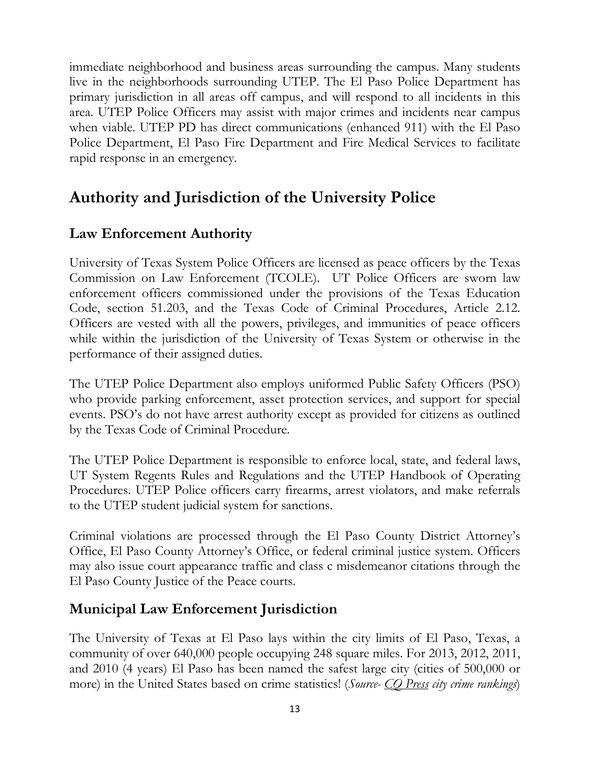immediate neighborhood and business areas surrounding the campus. Many students live in the neighborhoods surrounding UTEP. The El Paso Police Department has primary jurisdiction in all areas off campus, and will respond to all incidents in this area. UTEP Police Officers may assist with major crimes and incidents near campus when viable. UTEP PD has direct communications (enhanced 911) with the El Paso Police Department, El Paso Fire Department and Fire Medical Services to facilitate rapid response in an emergency.

## Authority and Jurisdiction of the University Police

### Law Enforcement Authority

University of Texas System Police Officers are licensed as peace officers by the Texas Commission on Law Enforcement (TCOLE). UT Police Officers are sworn law enforcement officers commissioned under the provisions of the Texas Education Code, section 51.203, and the Texas Code of Criminal Procedures, Article 2.12. Officers are vested with all the powers, privileges, and immunities of peace officers while within the jurisdiction of the University of Texas System or otherwise in the performance of their assigned duties.

The UTEP Police Department also employs uniformed Public Safety Officers (PSO) who provide parking enforcement, asset protection services, and support for special events. PSO's do not have arrest authority except as provided for citizens as outlined by the Texas Code of Criminal Procedure.

The UTEP Police Department is responsible to enforce local, state, and federal laws, UT System Regents Rules and Regulations and the UTEP Handbook of Operating Procedures. UTEP Police officers carry firearms, arrest violators, and make referrals to the UTEP student judicial system for sanctions.

Criminal violations are processed through the El Paso County District Attorney's Office, El Paso County Attorney's Office, or federal criminal justice system. Officers may also issue court appearance traffic and class c misdemeanor citations through the El Paso County Justice of the Peace courts.

### Municipal Law Enforcement Jurisdiction

The University of Texas at El Paso lays within the city limits of El Paso, Texas, a community of over 640,000 people occupying 248 square miles. For 2013, 2012, 2011, and 2010 (4 years) El Paso has been named the safest large city (cities of 500,000 or more) in the United States based on crime statistics! (*Source- CQ Press city crime rankings*)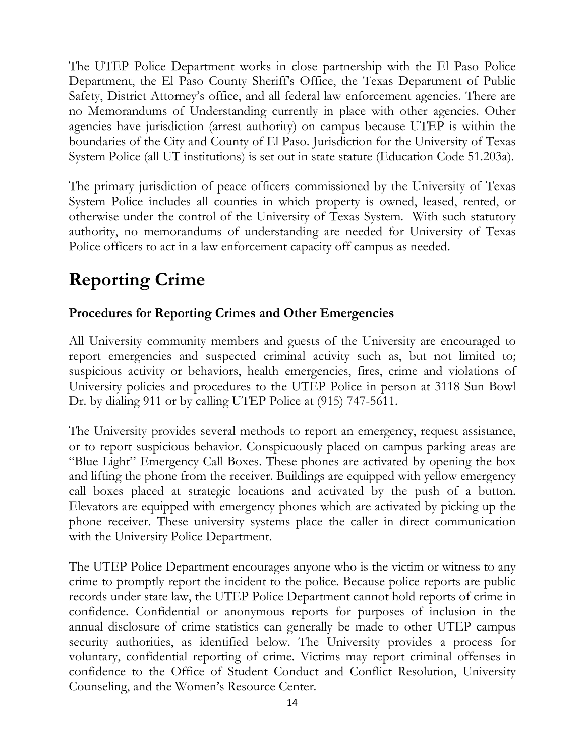The UTEP Police Department works in close partnership with the El Paso Police Department, the El Paso County Sheriff's Office, the Texas Department of Public Safety, District Attorney's office, and all federal law enforcement agencies. There are no Memorandums of Understanding currently in place with other agencies. Other agencies have jurisdiction (arrest authority) on campus because UTEP is within the boundaries of the City and County of El Paso. Jurisdiction for the University of Texas System Police (all UT institutions) is set out in state statute (Education Code 51.203a).

The primary jurisdiction of peace officers commissioned by the University of Texas System Police includes all counties in which property is owned, leased, rented, or otherwise under the control of the University of Texas System. With such statutory authority, no memorandums of understanding are needed for University of Texas Police officers to act in a law enforcement capacity off campus as needed.

# Reporting Crime

### Procedures for Reporting Crimes and Other Emergencies

All University community members and guests of the University are encouraged to report emergencies and suspected criminal activity such as, but not limited to; suspicious activity or behaviors, health emergencies, fires, crime and violations of University policies and procedures to the UTEP Police in person at 3118 Sun Bowl Dr. by dialing 911 or by calling UTEP Police at (915) 747-5611.

The University provides several methods to report an emergency, request assistance, or to report suspicious behavior. Conspicuously placed on campus parking areas are "Blue Light" Emergency Call Boxes. These phones are activated by opening the box and lifting the phone from the receiver. Buildings are equipped with yellow emergency call boxes placed at strategic locations and activated by the push of a button. Elevators are equipped with emergency phones which are activated by picking up the phone receiver. These university systems place the caller in direct communication with the University Police Department.

The UTEP Police Department encourages anyone who is the victim or witness to any crime to promptly report the incident to the police. Because police reports are public records under state law, the UTEP Police Department cannot hold reports of crime in confidence. Confidential or anonymous reports for purposes of inclusion in the annual disclosure of crime statistics can generally be made to other UTEP campus security authorities, as identified below. The University provides a process for voluntary, confidential reporting of crime. Victims may report criminal offenses in confidence to the Office of Student Conduct and Conflict Resolution, University Counseling, and the Women's Resource Center.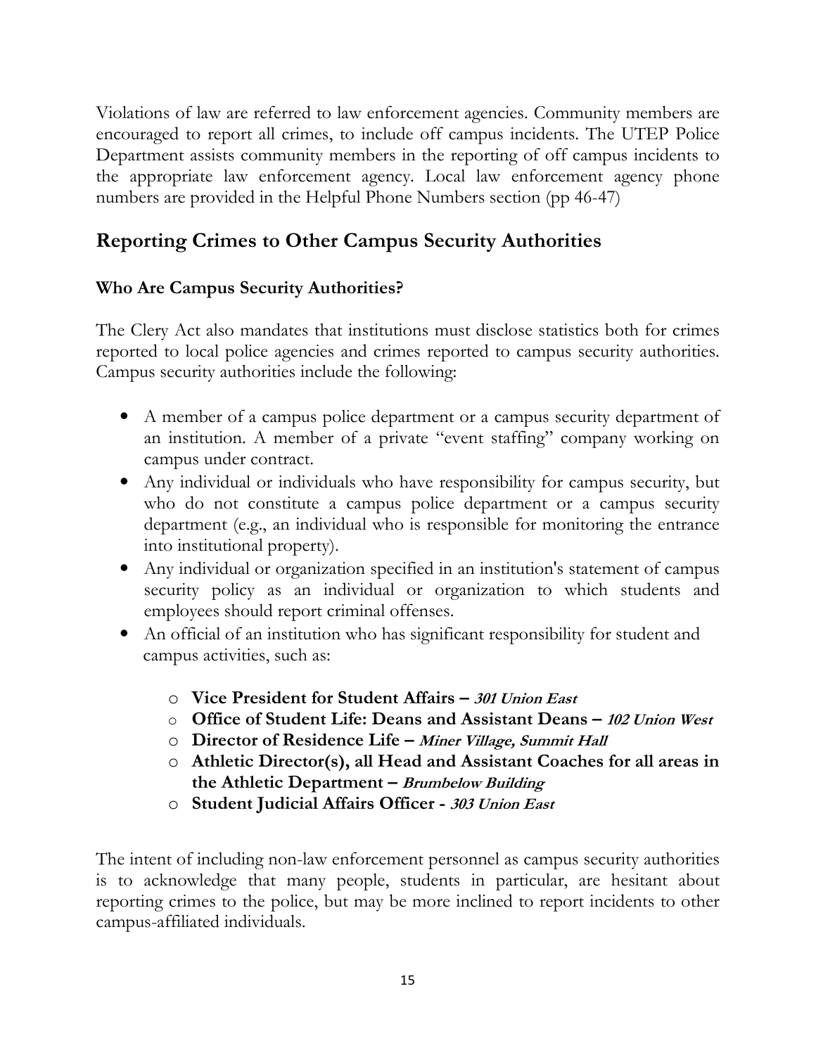Violations of law are referred to law enforcement agencies. Community members are encouraged to report all crimes, to include off campus incidents. The UTEP Police Department assists community members in the reporting of off campus incidents to the appropriate law enforcement agency. Local law enforcement agency phone numbers are provided in the Helpful Phone Numbers section (pp 46-47)

## Reporting Crimes to Other Campus Security Authorities

### Who Are Campus Security Authorities?

The Clery Act also mandates that institutions must disclose statistics both for crimes reported to local police agencies and crimes reported to campus security authorities. Campus security authorities include the following:

- A member of a campus police department or a campus security department of an institution. A member of a private "event staffing" company working on campus under contract.
- Any individual or individuals who have responsibility for campus security, but who do not constitute a campus police department or a campus security department (e.g., an individual who is responsible for monitoring the entrance into institutional property).
- Any individual or organization specified in an institution's statement of campus security policy as an individual or organization to which students and employees should report criminal offenses.
- An official of an institution who has significant responsibility for student and campus activities, such as:
    - **Vice President for Student Affairs –** ***301 Union East***
    - **Office of Student Life: Deans and Assistant Deans –** ***102 Union West***
    - **Director of Residence Life –** ***Miner Village, Summit Hall***
    - **Athletic Director(s), all Head and Assistant Coaches for all areas in the Athletic Department –** ***Brumbelow Building***
    - **Student Judicial Affairs Officer -** ***303 Union East***

The intent of including non-law enforcement personnel as campus security authorities is to acknowledge that many people, students in particular, are hesitant about reporting crimes to the police, but may be more inclined to report incidents to other campus-affiliated individuals.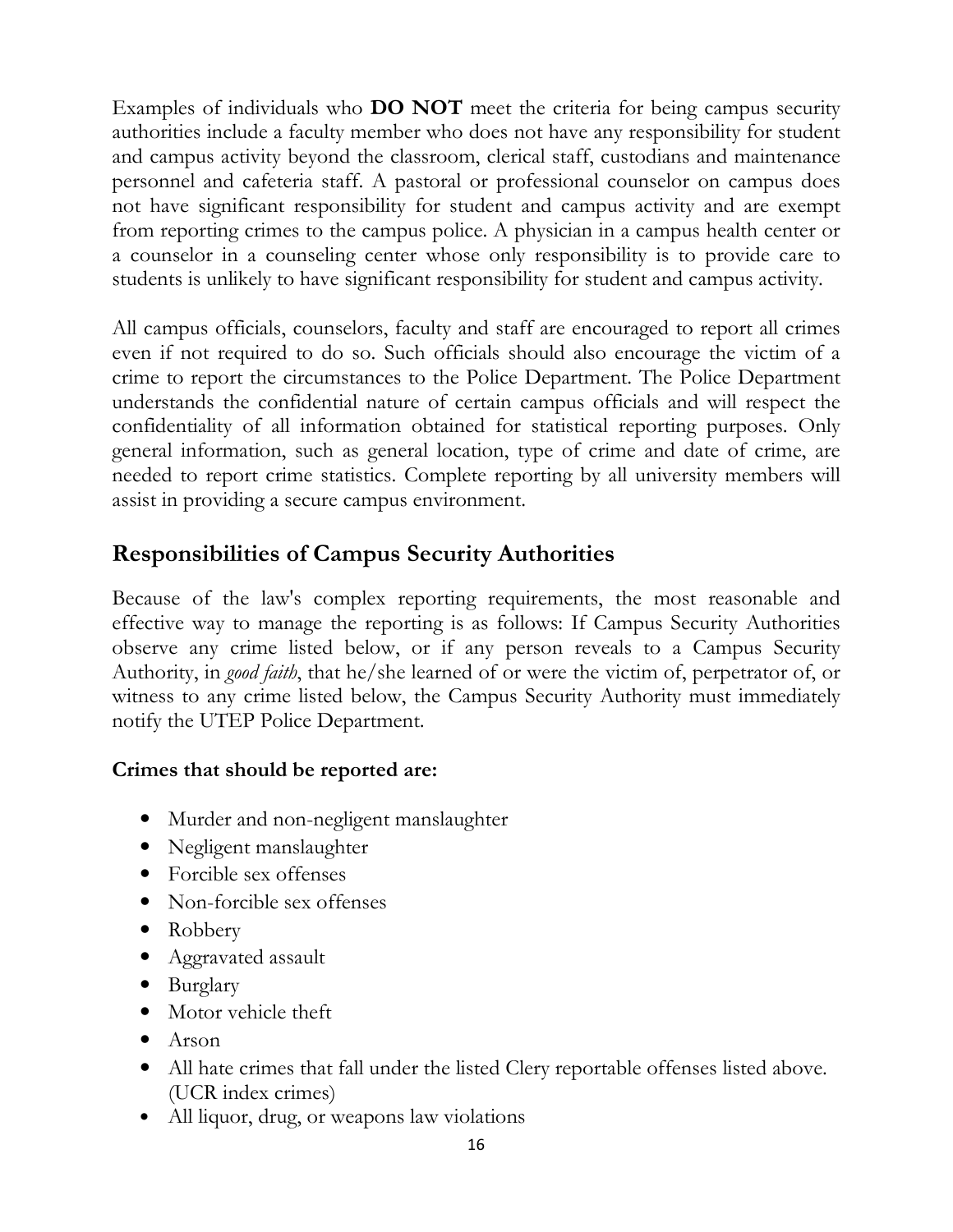Examples of individuals who **DO NOT** meet the criteria for being campus security authorities include a faculty member who does not have any responsibility for student and campus activity beyond the classroom, clerical staff, custodians and maintenance personnel and cafeteria staff. A pastoral or professional counselor on campus does not have significant responsibility for student and campus activity and are exempt from reporting crimes to the campus police. A physician in a campus health center or a counselor in a counseling center whose only responsibility is to provide care to students is unlikely to have significant responsibility for student and campus activity.

All campus officials, counselors, faculty and staff are encouraged to report all crimes even if not required to do so. Such officials should also encourage the victim of a crime to report the circumstances to the Police Department. The Police Department understands the confidential nature of certain campus officials and will respect the confidentiality of all information obtained for statistical reporting purposes. Only general information, such as general location, type of crime and date of crime, are needed to report crime statistics. Complete reporting by all university members will assist in providing a secure campus environment.

## Responsibilities of Campus Security Authorities

Because of the law's complex reporting requirements, the most reasonable and effective way to manage the reporting is as follows: If Campus Security Authorities observe any crime listed below, or if any person reveals to a Campus Security Authority, in *good faith*, that he/she learned of or were the victim of, perpetrator of, or witness to any crime listed below, the Campus Security Authority must immediately notify the UTEP Police Department.

**Crimes that should be reported are:**

- Murder and non-negligent manslaughter
- Negligent manslaughter
- Forcible sex offenses
- Non-forcible sex offenses
- Robbery
- Aggravated assault
- Burglary
- Motor vehicle theft
- Arson
- All hate crimes that fall under the listed Clery reportable offenses listed above. (UCR index crimes)
- All liquor, drug, or weapons law violations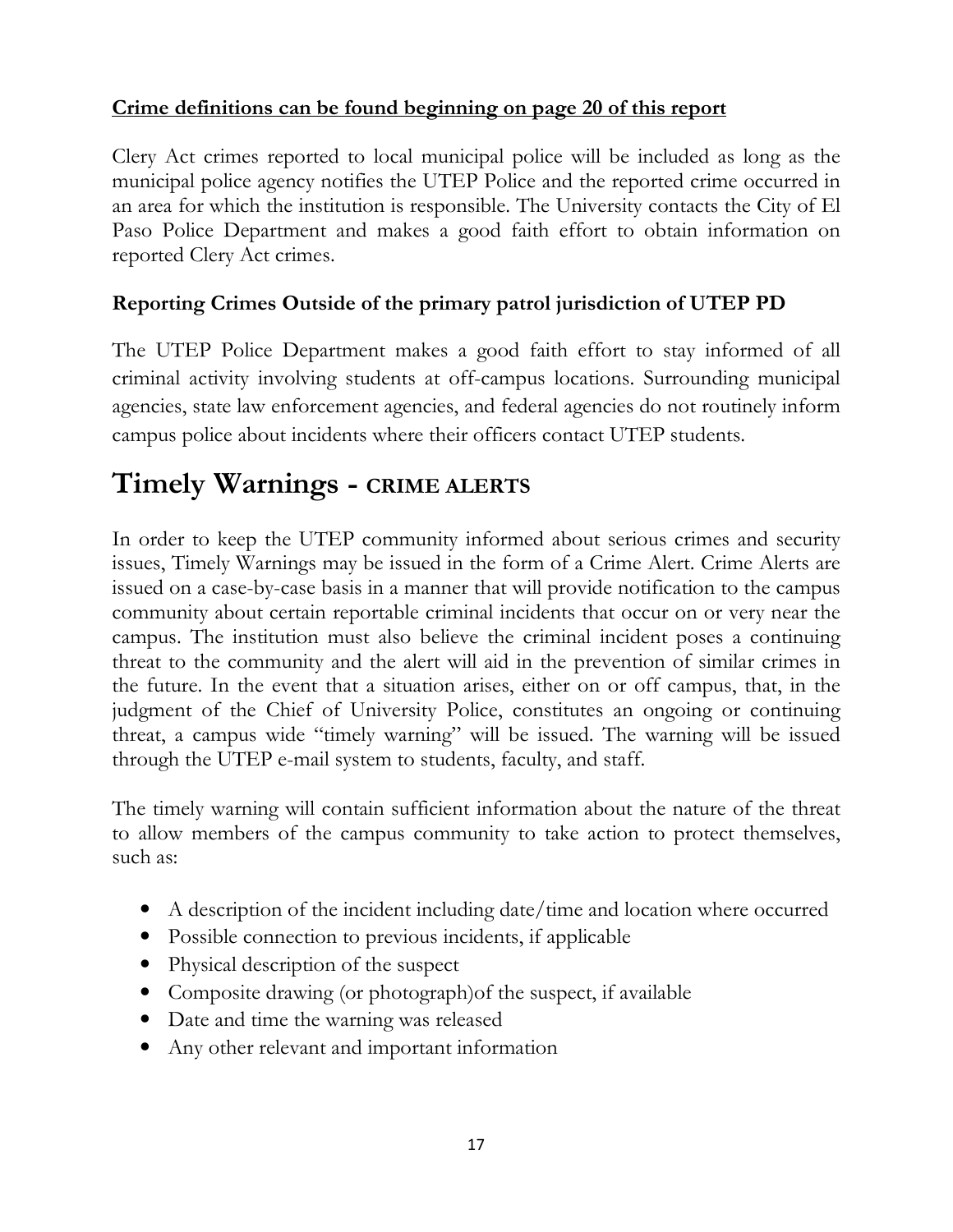**Crime definitions can be found beginning on page 20 of this report**

Clery Act crimes reported to local municipal police will be included as long as the municipal police agency notifies the UTEP Police and the reported crime occurred in an area for which the institution is responsible. The University contacts the City of El Paso Police Department and makes a good faith effort to obtain information on reported Clery Act crimes.

### Reporting Crimes Outside of the primary patrol jurisdiction of UTEP PD

The UTEP Police Department makes a good faith effort to stay informed of all criminal activity involving students at off-campus locations. Surrounding municipal agencies, state law enforcement agencies, and federal agencies do not routinely inform campus police about incidents where their officers contact UTEP students.

# Timely Warnings - CRIME ALERTS

In order to keep the UTEP community informed about serious crimes and security issues, Timely Warnings may be issued in the form of a Crime Alert. Crime Alerts are issued on a case-by-case basis in a manner that will provide notification to the campus community about certain reportable criminal incidents that occur on or very near the campus. The institution must also believe the criminal incident poses a continuing threat to the community and the alert will aid in the prevention of similar crimes in the future. In the event that a situation arises, either on or off campus, that, in the judgment of the Chief of University Police, constitutes an ongoing or continuing threat, a campus wide "timely warning" will be issued. The warning will be issued through the UTEP e-mail system to students, faculty, and staff.

The timely warning will contain sufficient information about the nature of the threat to allow members of the campus community to take action to protect themselves, such as:

- A description of the incident including date/time and location where occurred
- Possible connection to previous incidents, if applicable
- Physical description of the suspect
- Composite drawing (or photograph)of the suspect, if available
- Date and time the warning was released
- Any other relevant and important information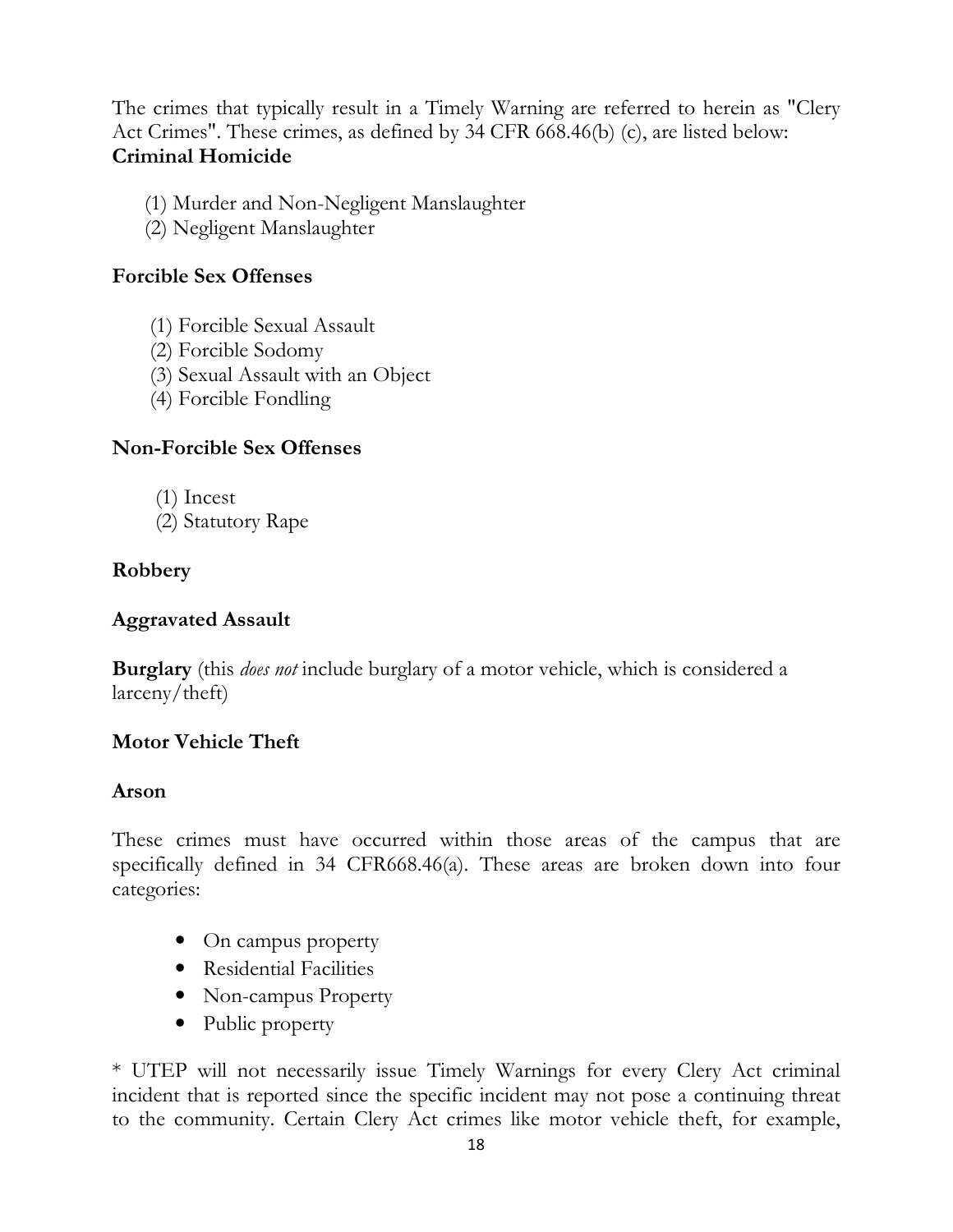The crimes that typically result in a Timely Warning are referred to herein as "Clery Act Crimes". These crimes, as defined by 34 CFR 668.46(b) (c), are listed below:

**Criminal Homicide**

(1) Murder and Non-Negligent Manslaughter
(2) Negligent Manslaughter

**Forcible Sex Offenses**

(1) Forcible Sexual Assault
(2) Forcible Sodomy
(3) Sexual Assault with an Object
(4) Forcible Fondling

**Non-Forcible Sex Offenses**

(1) Incest
(2) Statutory Rape

**Robbery**

**Aggravated Assault**

**Burglary** (this *does not* include burglary of a motor vehicle, which is considered a larceny/theft)

**Motor Vehicle Theft**

**Arson**

These crimes must have occurred within those areas of the campus that are specifically defined in 34 CFR668.46(a). These areas are broken down into four categories:

- On campus property
- Residential Facilities
- Non-campus Property
- Public property

* UTEP will not necessarily issue Timely Warnings for every Clery Act criminal incident that is reported since the specific incident may not pose a continuing threat to the community. Certain Clery Act crimes like motor vehicle theft, for example,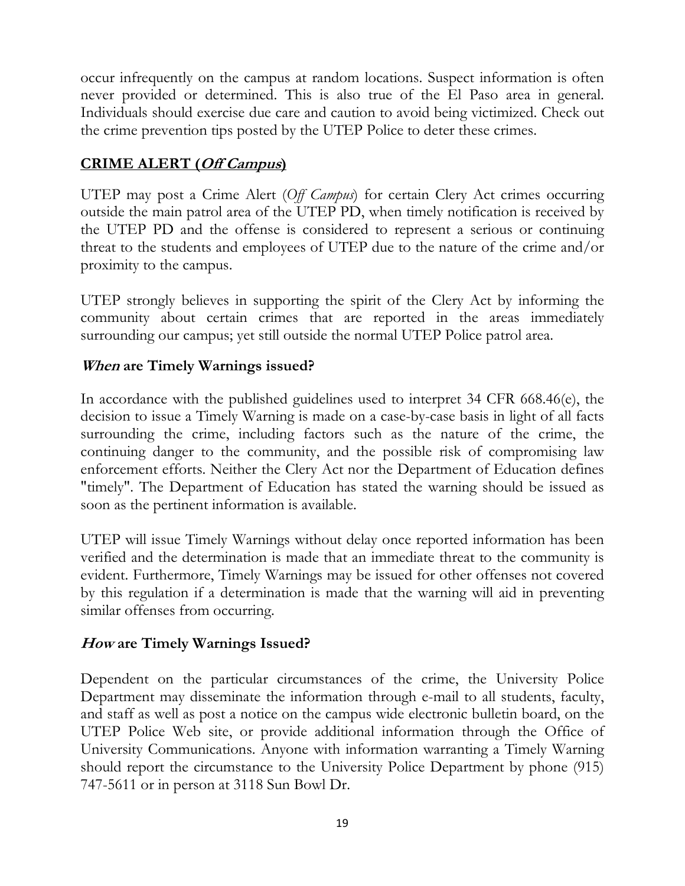occur infrequently on the campus at random locations. Suspect information is often never provided or determined. This is also true of the El Paso area in general. Individuals should exercise due care and caution to avoid being victimized. Check out the crime prevention tips posted by the UTEP Police to deter these crimes.

## CRIME ALERT (*Off Campus*)

UTEP may post a Crime Alert (*Off Campus*) for certain Clery Act crimes occurring outside the main patrol area of the UTEP PD, when timely notification is received by the UTEP PD and the offense is considered to represent a serious or continuing threat to the students and employees of UTEP due to the nature of the crime and/or proximity to the campus.

UTEP strongly believes in supporting the spirit of the Clery Act by informing the community about certain crimes that are reported in the areas immediately surrounding our campus; yet still outside the normal UTEP Police patrol area.

### *When* are Timely Warnings issued?

In accordance with the published guidelines used to interpret 34 CFR 668.46(e), the decision to issue a Timely Warning is made on a case-by-case basis in light of all facts surrounding the crime, including factors such as the nature of the crime, the continuing danger to the community, and the possible risk of compromising law enforcement efforts. Neither the Clery Act nor the Department of Education defines "timely". The Department of Education has stated the warning should be issued as soon as the pertinent information is available.

UTEP will issue Timely Warnings without delay once reported information has been verified and the determination is made that an immediate threat to the community is evident. Furthermore, Timely Warnings may be issued for other offenses not covered by this regulation if a determination is made that the warning will aid in preventing similar offenses from occurring.

### *How* are Timely Warnings Issued?

Dependent on the particular circumstances of the crime, the University Police Department may disseminate the information through e-mail to all students, faculty, and staff as well as post a notice on the campus wide electronic bulletin board, on the UTEP Police Web site, or provide additional information through the Office of University Communications. Anyone with information warranting a Timely Warning should report the circumstance to the University Police Department by phone (915) 747-5611 or in person at 3118 Sun Bowl Dr.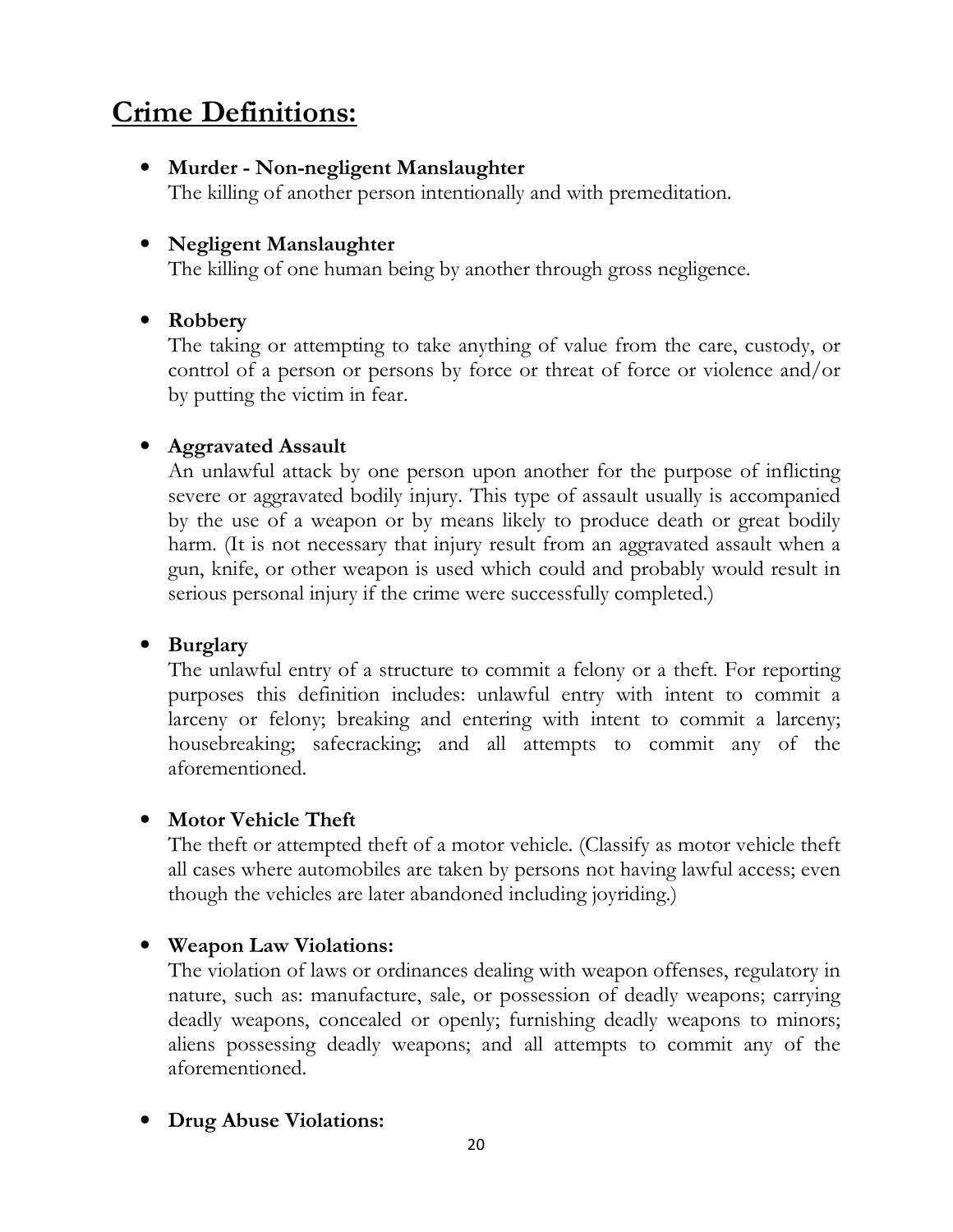# Crime Definitions:

- **Murder - Non-negligent Manslaughter**
  The killing of another person intentionally and with premeditation.

- **Negligent Manslaughter**
  The killing of one human being by another through gross negligence.

- **Robbery**
  The taking or attempting to take anything of value from the care, custody, or control of a person or persons by force or threat of force or violence and/or by putting the victim in fear.

- **Aggravated Assault**
  An unlawful attack by one person upon another for the purpose of inflicting severe or aggravated bodily injury. This type of assault usually is accompanied by the use of a weapon or by means likely to produce death or great bodily harm. (It is not necessary that injury result from an aggravated assault when a gun, knife, or other weapon is used which could and probably would result in serious personal injury if the crime were successfully completed.)

- **Burglary**
  The unlawful entry of a structure to commit a felony or a theft. For reporting purposes this definition includes: unlawful entry with intent to commit a larceny or felony; breaking and entering with intent to commit a larceny; housebreaking; safecracking; and all attempts to commit any of the aforementioned.

- **Motor Vehicle Theft**
  The theft or attempted theft of a motor vehicle. (Classify as motor vehicle theft all cases where automobiles are taken by persons not having lawful access; even though the vehicles are later abandoned including joyriding.)

- **Weapon Law Violations:**
  The violation of laws or ordinances dealing with weapon offenses, regulatory in nature, such as: manufacture, sale, or possession of deadly weapons; carrying deadly weapons, concealed or openly; furnishing deadly weapons to minors; aliens possessing deadly weapons; and all attempts to commit any of the aforementioned.

- **Drug Abuse Violations:**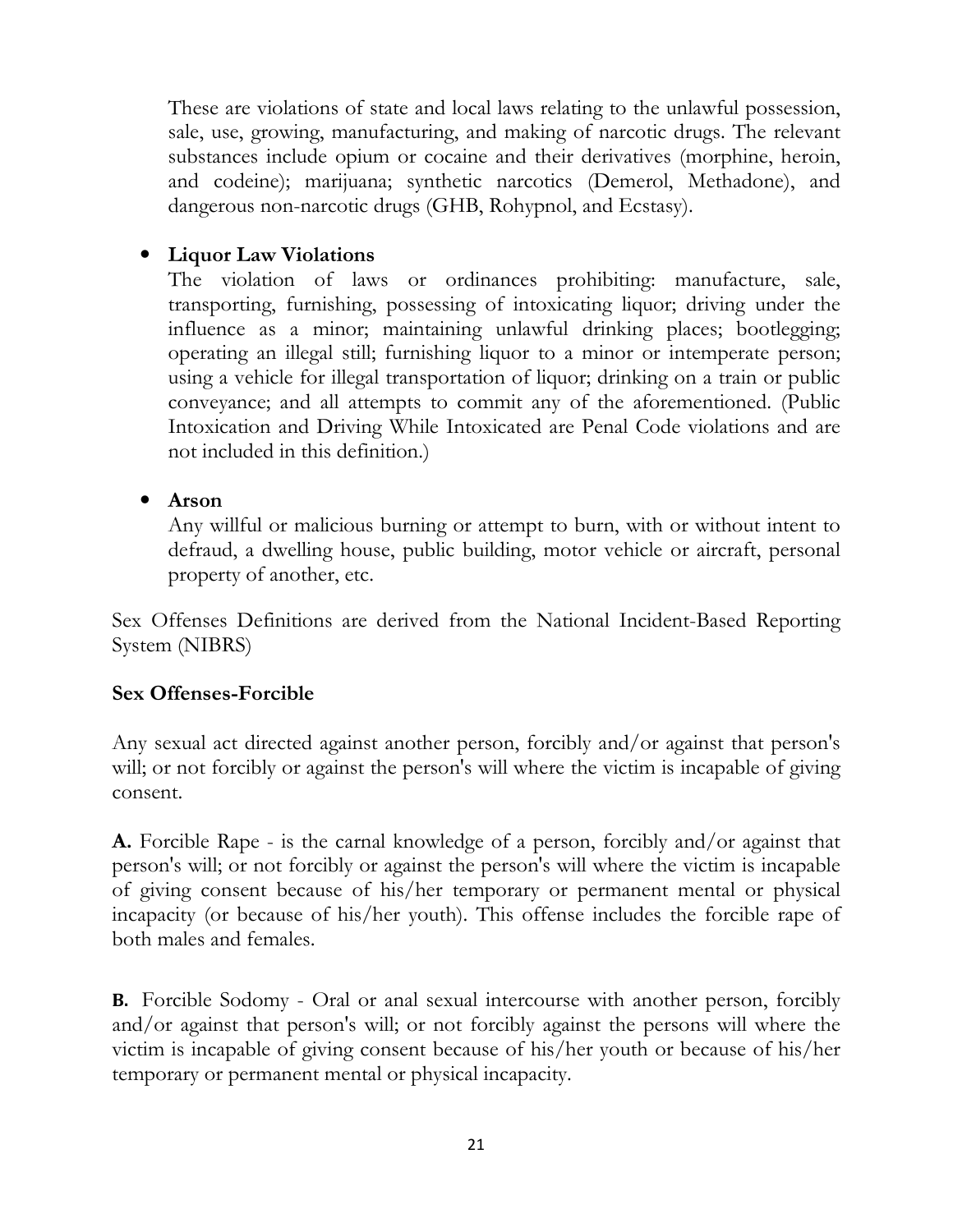These are violations of state and local laws relating to the unlawful possession, sale, use, growing, manufacturing, and making of narcotic drugs. The relevant substances include opium or cocaine and their derivatives (morphine, heroin, and codeine); marijuana; synthetic narcotics (Demerol, Methadone), and dangerous non-narcotic drugs (GHB, Rohypnol, and Ecstasy).

- **Liquor Law Violations**
  The violation of laws or ordinances prohibiting: manufacture, sale, transporting, furnishing, possessing of intoxicating liquor; driving under the influence as a minor; maintaining unlawful drinking places; bootlegging; operating an illegal still; furnishing liquor to a minor or intemperate person; using a vehicle for illegal transportation of liquor; drinking on a train or public conveyance; and all attempts to commit any of the aforementioned. (Public Intoxication and Driving While Intoxicated are Penal Code violations and are not included in this definition.)

- **Arson**
  Any willful or malicious burning or attempt to burn, with or without intent to defraud, a dwelling house, public building, motor vehicle or aircraft, personal property of another, etc.

Sex Offenses Definitions are derived from the National Incident-Based Reporting System (NIBRS)

**Sex Offenses-Forcible**

Any sexual act directed against another person, forcibly and/or against that person's will; or not forcibly or against the person's will where the victim is incapable of giving consent.

**A.** Forcible Rape - is the carnal knowledge of a person, forcibly and/or against that person's will; or not forcibly or against the person's will where the victim is incapable of giving consent because of his/her temporary or permanent mental or physical incapacity (or because of his/her youth). This offense includes the forcible rape of both males and females.

**B.** Forcible Sodomy - Oral or anal sexual intercourse with another person, forcibly and/or against that person's will; or not forcibly against the persons will where the victim is incapable of giving consent because of his/her youth or because of his/her temporary or permanent mental or physical incapacity.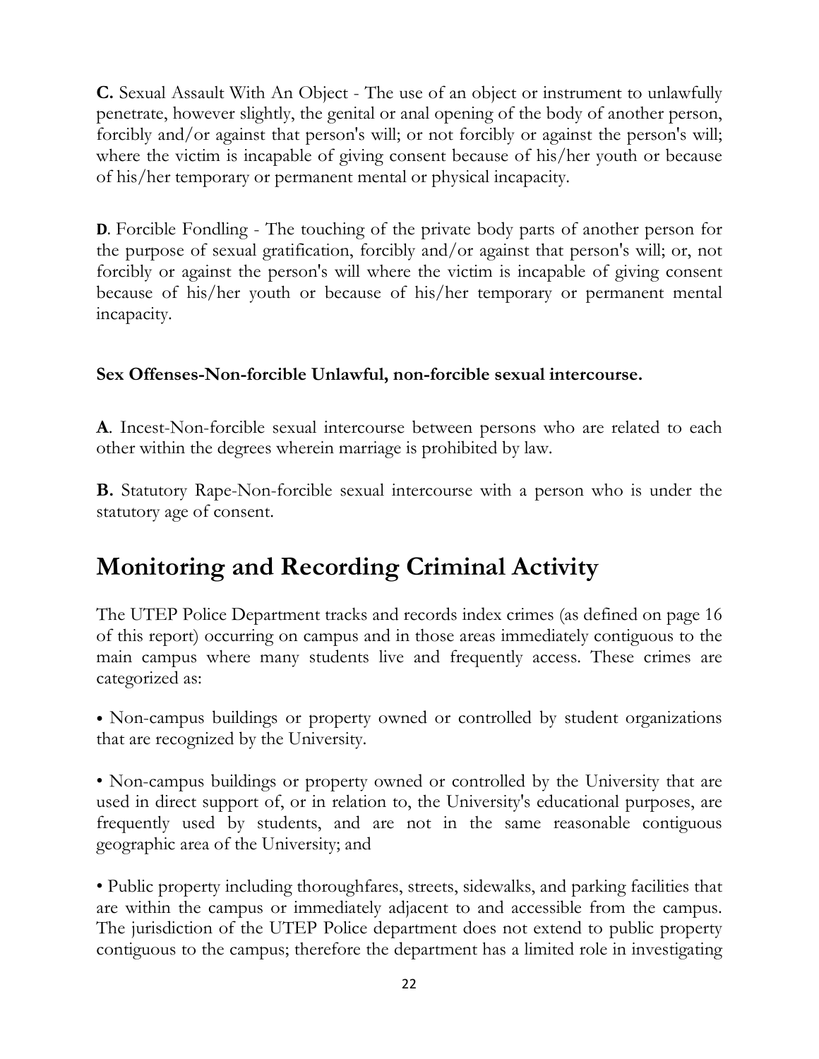**C.** Sexual Assault With An Object - The use of an object or instrument to unlawfully penetrate, however slightly, the genital or anal opening of the body of another person, forcibly and/or against that person's will; or not forcibly or against the person's will; where the victim is incapable of giving consent because of his/her youth or because of his/her temporary or permanent mental or physical incapacity.

**D**. Forcible Fondling - The touching of the private body parts of another person for the purpose of sexual gratification, forcibly and/or against that person's will; or, not forcibly or against the person's will where the victim is incapable of giving consent because of his/her youth or because of his/her temporary or permanent mental incapacity.

**Sex Offenses-Non-forcible Unlawful, non-forcible sexual intercourse.**

**A**. Incest-Non-forcible sexual intercourse between persons who are related to each other within the degrees wherein marriage is prohibited by law.

**B.** Statutory Rape-Non-forcible sexual intercourse with a person who is under the statutory age of consent.

# Monitoring and Recording Criminal Activity

The UTEP Police Department tracks and records index crimes (as defined on page 16 of this report) occurring on campus and in those areas immediately contiguous to the main campus where many students live and frequently access. These crimes are categorized as:

• Non-campus buildings or property owned or controlled by student organizations that are recognized by the University.

• Non-campus buildings or property owned or controlled by the University that are used in direct support of, or in relation to, the University's educational purposes, are frequently used by students, and are not in the same reasonable contiguous geographic area of the University; and

• Public property including thoroughfares, streets, sidewalks, and parking facilities that are within the campus or immediately adjacent to and accessible from the campus. The jurisdiction of the UTEP Police department does not extend to public property contiguous to the campus; therefore the department has a limited role in investigating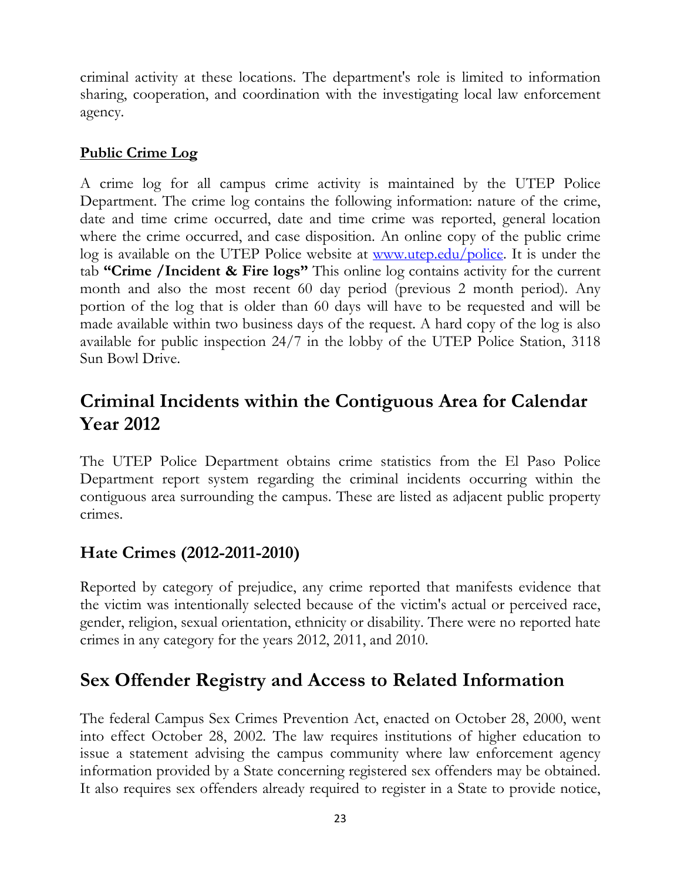criminal activity at these locations. The department's role is limited to information sharing, cooperation, and coordination with the investigating local law enforcement agency.

**Public Crime Log**

A crime log for all campus crime activity is maintained by the UTEP Police Department. The crime log contains the following information: nature of the crime, date and time crime occurred, date and time crime was reported, general location where the crime occurred, and case disposition. An online copy of the public crime log is available on the UTEP Police website at [www.utep.edu/police](www.utep.edu/police). It is under the tab **"Crime /Incident & Fire logs"** This online log contains activity for the current month and also the most recent 60 day period (previous 2 month period). Any portion of the log that is older than 60 days will have to be requested and will be made available within two business days of the request. A hard copy of the log is also available for public inspection 24/7 in the lobby of the UTEP Police Station, 3118 Sun Bowl Drive.

## Criminal Incidents within the Contiguous Area for Calendar Year 2012

The UTEP Police Department obtains crime statistics from the El Paso Police Department report system regarding the criminal incidents occurring within the contiguous area surrounding the campus. These are listed as adjacent public property crimes.

### Hate Crimes (2012-2011-2010)

Reported by category of prejudice, any crime reported that manifests evidence that the victim was intentionally selected because of the victim's actual or perceived race, gender, religion, sexual orientation, ethnicity or disability. There were no reported hate crimes in any category for the years 2012, 2011, and 2010.

## Sex Offender Registry and Access to Related Information

The federal Campus Sex Crimes Prevention Act, enacted on October 28, 2000, went into effect October 28, 2002. The law requires institutions of higher education to issue a statement advising the campus community where law enforcement agency information provided by a State concerning registered sex offenders may be obtained. It also requires sex offenders already required to register in a State to provide notice,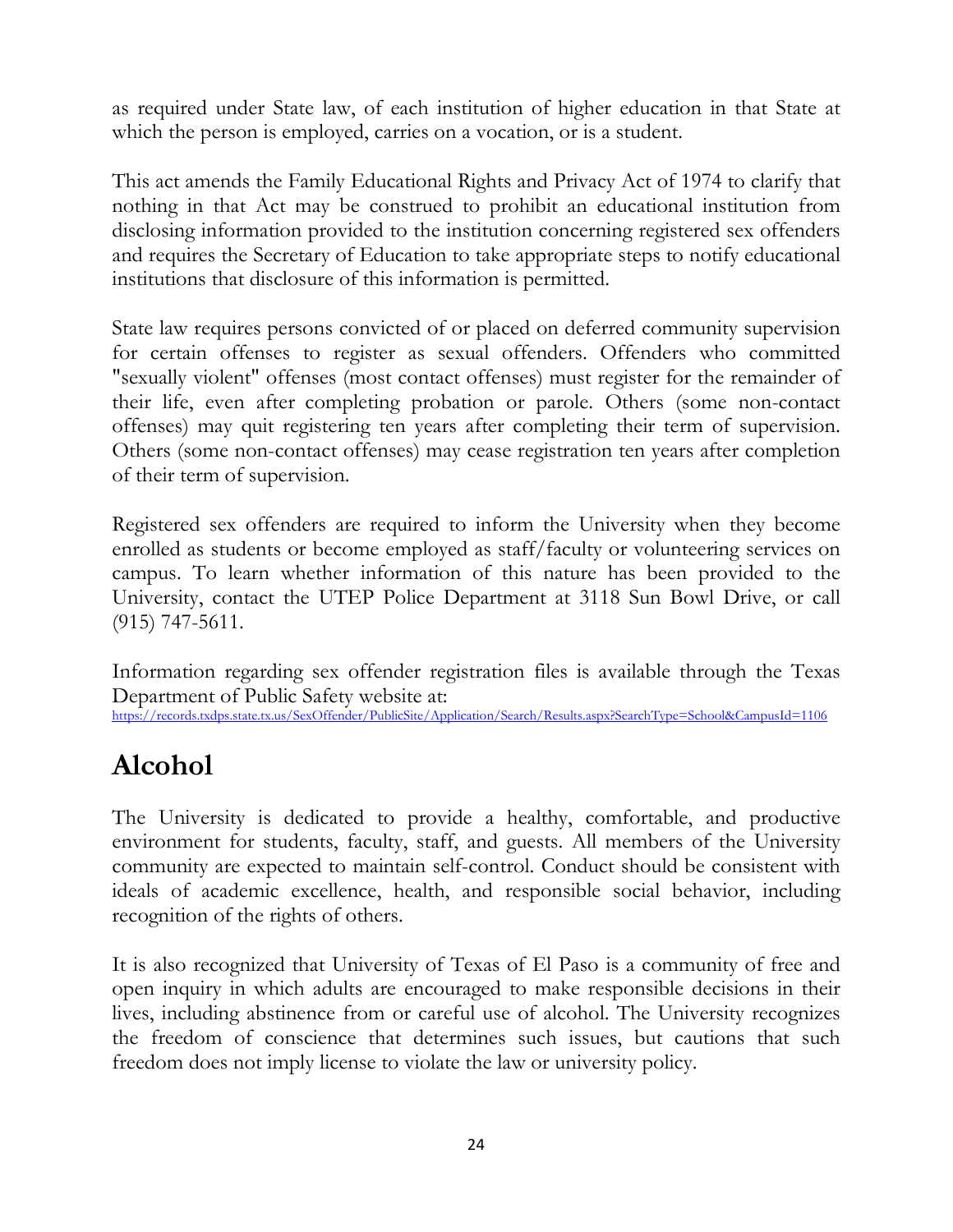as required under State law, of each institution of higher education in that State at which the person is employed, carries on a vocation, or is a student.

This act amends the Family Educational Rights and Privacy Act of 1974 to clarify that nothing in that Act may be construed to prohibit an educational institution from disclosing information provided to the institution concerning registered sex offenders and requires the Secretary of Education to take appropriate steps to notify educational institutions that disclosure of this information is permitted.

State law requires persons convicted of or placed on deferred community supervision for certain offenses to register as sexual offenders. Offenders who committed "sexually violent" offenses (most contact offenses) must register for the remainder of their life, even after completing probation or parole. Others (some non-contact offenses) may quit registering ten years after completing their term of supervision. Others (some non-contact offenses) may cease registration ten years after completion of their term of supervision.

Registered sex offenders are required to inform the University when they become enrolled as students or become employed as staff/faculty or volunteering services on campus. To learn whether information of this nature has been provided to the University, contact the UTEP Police Department at 3118 Sun Bowl Drive, or call (915) 747-5611.

Information regarding sex offender registration files is available through the Texas Department of Public Safety website at: https://records.txdps.state.tx.us/SexOffender/PublicSite/Application/Search/Results.aspx?SearchType=School&CampusId=1106

# Alcohol

The University is dedicated to provide a healthy, comfortable, and productive environment for students, faculty, staff, and guests. All members of the University community are expected to maintain self-control. Conduct should be consistent with ideals of academic excellence, health, and responsible social behavior, including recognition of the rights of others.

It is also recognized that University of Texas of El Paso is a community of free and open inquiry in which adults are encouraged to make responsible decisions in their lives, including abstinence from or careful use of alcohol. The University recognizes the freedom of conscience that determines such issues, but cautions that such freedom does not imply license to violate the law or university policy.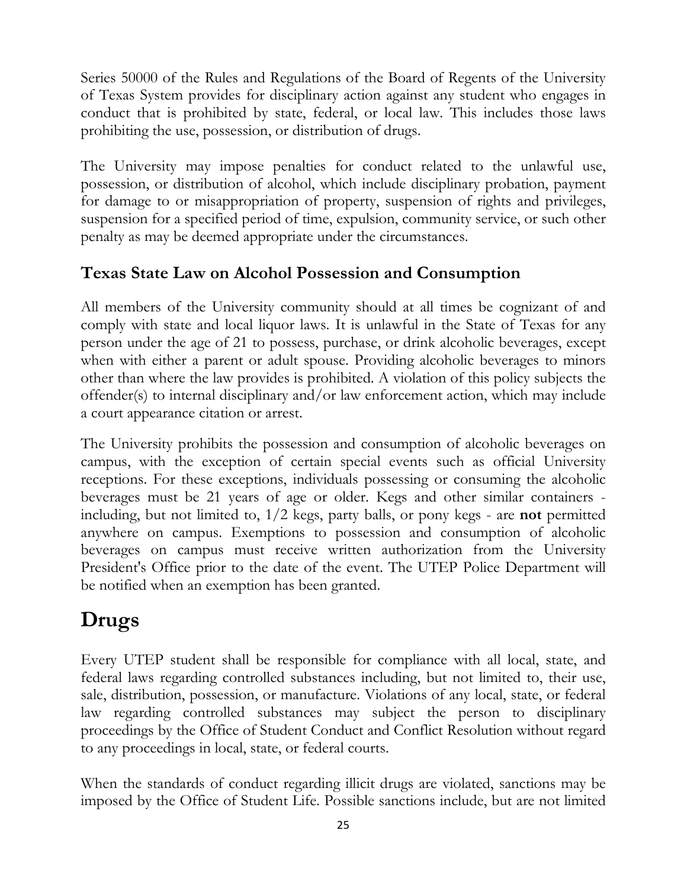Series 50000 of the Rules and Regulations of the Board of Regents of the University of Texas System provides for disciplinary action against any student who engages in conduct that is prohibited by state, federal, or local law. This includes those laws prohibiting the use, possession, or distribution of drugs.

The University may impose penalties for conduct related to the unlawful use, possession, or distribution of alcohol, which include disciplinary probation, payment for damage to or misappropriation of property, suspension of rights and privileges, suspension for a specified period of time, expulsion, community service, or such other penalty as may be deemed appropriate under the circumstances.

### Texas State Law on Alcohol Possession and Consumption

All members of the University community should at all times be cognizant of and comply with state and local liquor laws. It is unlawful in the State of Texas for any person under the age of 21 to possess, purchase, or drink alcoholic beverages, except when with either a parent or adult spouse. Providing alcoholic beverages to minors other than where the law provides is prohibited. A violation of this policy subjects the offender(s) to internal disciplinary and/or law enforcement action, which may include a court appearance citation or arrest.

The University prohibits the possession and consumption of alcoholic beverages on campus, with the exception of certain special events such as official University receptions. For these exceptions, individuals possessing or consuming the alcoholic beverages must be 21 years of age or older. Kegs and other similar containers - including, but not limited to, 1/2 kegs, party balls, or pony kegs - are **not** permitted anywhere on campus. Exemptions to possession and consumption of alcoholic beverages on campus must receive written authorization from the University President's Office prior to the date of the event. The UTEP Police Department will be notified when an exemption has been granted.

## Drugs

Every UTEP student shall be responsible for compliance with all local, state, and federal laws regarding controlled substances including, but not limited to, their use, sale, distribution, possession, or manufacture. Violations of any local, state, or federal law regarding controlled substances may subject the person to disciplinary proceedings by the Office of Student Conduct and Conflict Resolution without regard to any proceedings in local, state, or federal courts.

When the standards of conduct regarding illicit drugs are violated, sanctions may be imposed by the Office of Student Life. Possible sanctions include, but are not limited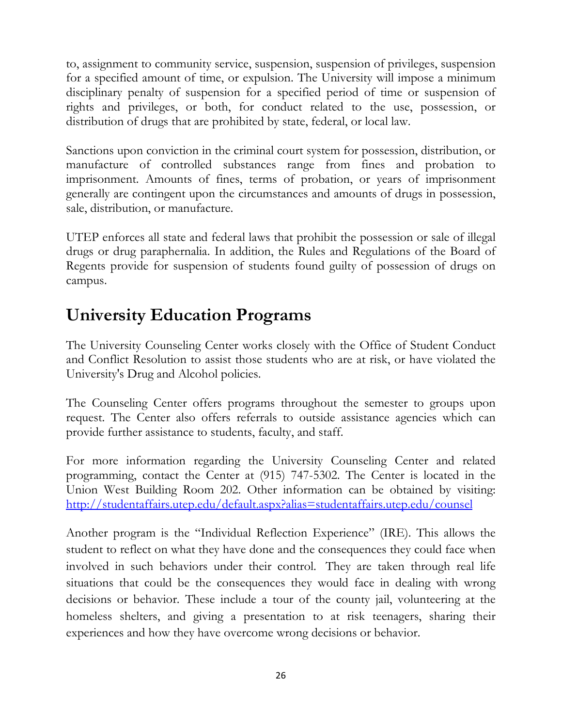to, assignment to community service, suspension, suspension of privileges, suspension for a specified amount of time, or expulsion. The University will impose a minimum disciplinary penalty of suspension for a specified period of time or suspension of rights and privileges, or both, for conduct related to the use, possession, or distribution of drugs that are prohibited by state, federal, or local law.

Sanctions upon conviction in the criminal court system for possession, distribution, or manufacture of controlled substances range from fines and probation to imprisonment. Amounts of fines, terms of probation, or years of imprisonment generally are contingent upon the circumstances and amounts of drugs in possession, sale, distribution, or manufacture.

UTEP enforces all state and federal laws that prohibit the possession or sale of illegal drugs or drug paraphernalia. In addition, the Rules and Regulations of the Board of Regents provide for suspension of students found guilty of possession of drugs on campus.

## University Education Programs

The University Counseling Center works closely with the Office of Student Conduct and Conflict Resolution to assist those students who are at risk, or have violated the University's Drug and Alcohol policies.

The Counseling Center offers programs throughout the semester to groups upon request. The Center also offers referrals to outside assistance agencies which can provide further assistance to students, faculty, and staff.

For more information regarding the University Counseling Center and related programming, contact the Center at (915) 747-5302. The Center is located in the Union West Building Room 202. Other information can be obtained by visiting: [http://studentaffairs.utep.edu/default.aspx?alias=studentaffairs.utep.edu/counsel](http://studentaffairs.utep.edu/default.aspx?alias=studentaffairs.utep.edu/counsel)

Another program is the "Individual Reflection Experience" (IRE). This allows the student to reflect on what they have done and the consequences they could face when involved in such behaviors under their control. They are taken through real life situations that could be the consequences they would face in dealing with wrong decisions or behavior. These include a tour of the county jail, volunteering at the homeless shelters, and giving a presentation to at risk teenagers, sharing their experiences and how they have overcome wrong decisions or behavior.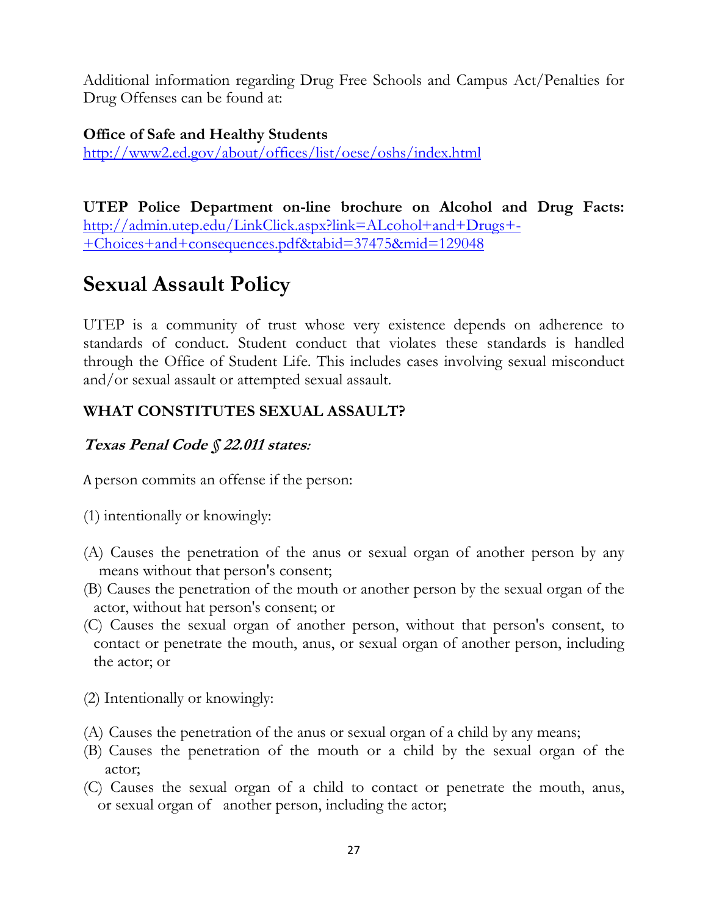Additional information regarding Drug Free Schools and Campus Act/Penalties for Drug Offenses can be found at:

**Office of Safe and Healthy Students**
http://www2.ed.gov/about/offices/list/oese/oshs/index.html

**UTEP Police Department on-line brochure on Alcohol and Drug Facts:** http://admin.utep.edu/LinkClick.aspx?link=ALcohol+and+Drugs+-+Choices+and+consequences.pdf&tabid=37475&mid=129048

# Sexual Assault Policy

UTEP is a community of trust whose very existence depends on adherence to standards of conduct. Student conduct that violates these standards is handled through the Office of Student Life. This includes cases involving sexual misconduct and/or sexual assault or attempted sexual assault.

### WHAT CONSTITUTES SEXUAL ASSAULT?

***Texas Penal Code § 22.011 states:***

A person commits an offense if the person:

(1) intentionally or knowingly:

(A) Causes the penetration of the anus or sexual organ of another person by any means without that person's consent;
(B) Causes the penetration of the mouth or another person by the sexual organ of the actor, without hat person's consent; or
(C) Causes the sexual organ of another person, without that person's consent, to contact or penetrate the mouth, anus, or sexual organ of another person, including the actor; or

(2) Intentionally or knowingly:

(A) Causes the penetration of the anus or sexual organ of a child by any means;
(B) Causes the penetration of the mouth or a child by the sexual organ of the actor;
(C) Causes the sexual organ of a child to contact or penetrate the mouth, anus, or sexual organ of another person, including the actor;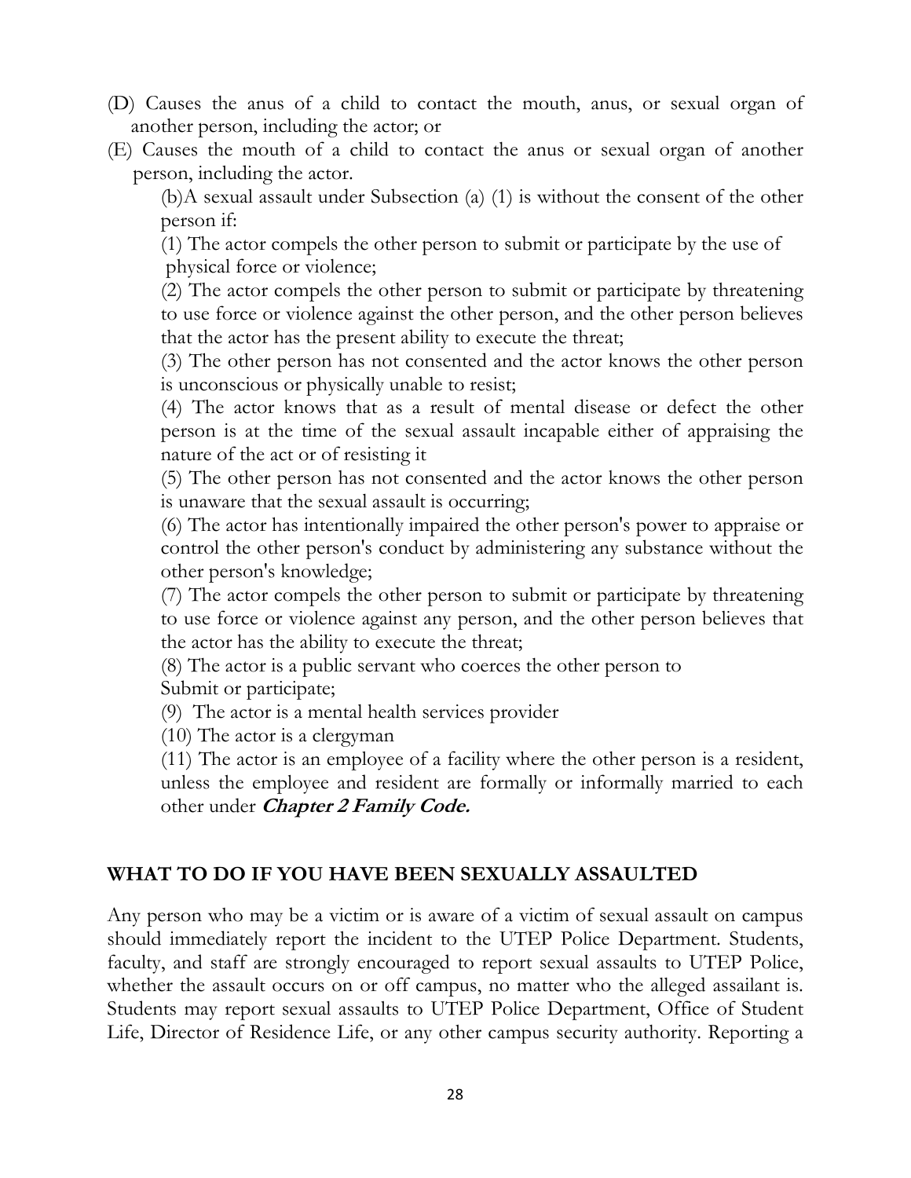(D) Causes the anus of a child to contact the mouth, anus, or sexual organ of another person, including the actor; or

(E) Causes the mouth of a child to contact the anus or sexual organ of another person, including the actor.

(b)A sexual assault under Subsection (a) (1) is without the consent of the other person if:

(1) The actor compels the other person to submit or participate by the use of physical force or violence;

(2) The actor compels the other person to submit or participate by threatening to use force or violence against the other person, and the other person believes that the actor has the present ability to execute the threat;

(3) The other person has not consented and the actor knows the other person is unconscious or physically unable to resist;

(4) The actor knows that as a result of mental disease or defect the other person is at the time of the sexual assault incapable either of appraising the nature of the act or of resisting it

(5) The other person has not consented and the actor knows the other person is unaware that the sexual assault is occurring;

(6) The actor has intentionally impaired the other person's power to appraise or control the other person's conduct by administering any substance without the other person's knowledge;

(7) The actor compels the other person to submit or participate by threatening to use force or violence against any person, and the other person believes that the actor has the ability to execute the threat;

(8) The actor is a public servant who coerces the other person to Submit or participate;

(9) The actor is a mental health services provider

(10) The actor is a clergyman

(11) The actor is an employee of a facility where the other person is a resident, unless the employee and resident are formally or informally married to each other under ***Chapter 2 Family Code.***

## WHAT TO DO IF YOU HAVE BEEN SEXUALLY ASSAULTED

Any person who may be a victim or is aware of a victim of sexual assault on campus should immediately report the incident to the UTEP Police Department. Students, faculty, and staff are strongly encouraged to report sexual assaults to UTEP Police, whether the assault occurs on or off campus, no matter who the alleged assailant is. Students may report sexual assaults to UTEP Police Department, Office of Student Life, Director of Residence Life, or any other campus security authority. Reporting a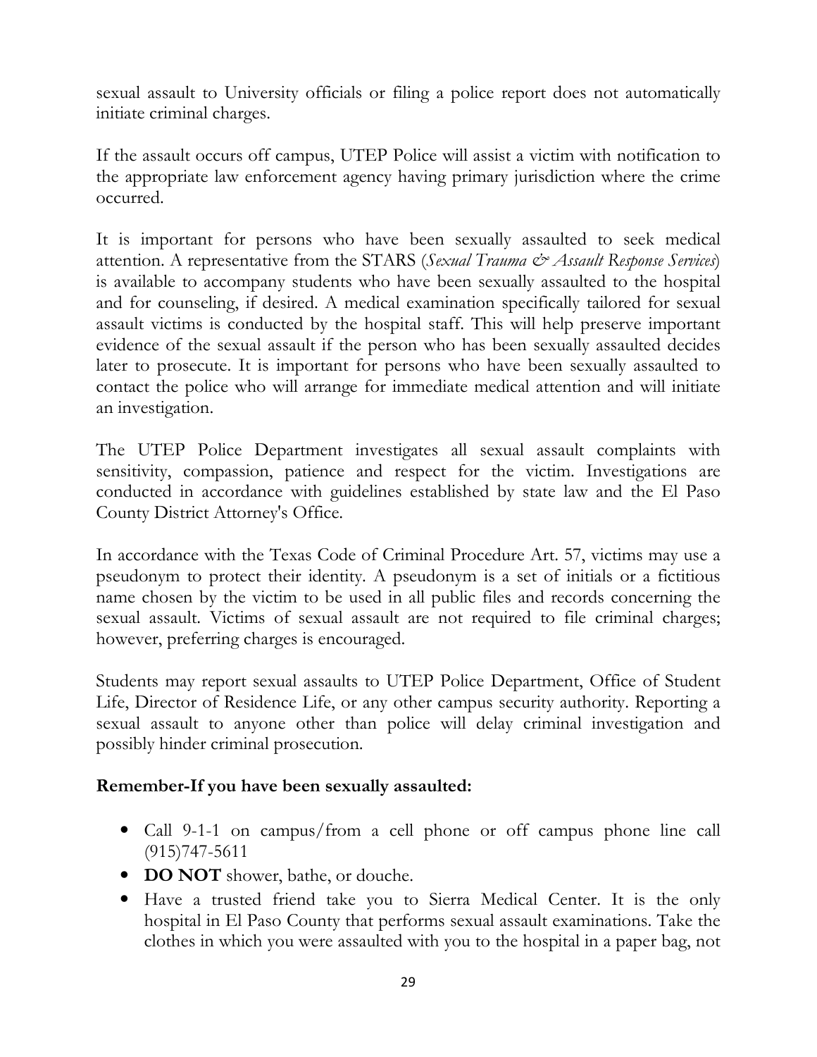sexual assault to University officials or filing a police report does not automatically initiate criminal charges.

If the assault occurs off campus, UTEP Police will assist a victim with notification to the appropriate law enforcement agency having primary jurisdiction where the crime occurred.

It is important for persons who have been sexually assaulted to seek medical attention. A representative from the STARS (*Sexual Trauma & Assault Response Services*) is available to accompany students who have been sexually assaulted to the hospital and for counseling, if desired. A medical examination specifically tailored for sexual assault victims is conducted by the hospital staff. This will help preserve important evidence of the sexual assault if the person who has been sexually assaulted decides later to prosecute. It is important for persons who have been sexually assaulted to contact the police who will arrange for immediate medical attention and will initiate an investigation.

The UTEP Police Department investigates all sexual assault complaints with sensitivity, compassion, patience and respect for the victim. Investigations are conducted in accordance with guidelines established by state law and the El Paso County District Attorney's Office.

In accordance with the Texas Code of Criminal Procedure Art. 57, victims may use a pseudonym to protect their identity. A pseudonym is a set of initials or a fictitious name chosen by the victim to be used in all public files and records concerning the sexual assault. Victims of sexual assault are not required to file criminal charges; however, preferring charges is encouraged.

Students may report sexual assaults to UTEP Police Department, Office of Student Life, Director of Residence Life, or any other campus security authority. Reporting a sexual assault to anyone other than police will delay criminal investigation and possibly hinder criminal prosecution.

**Remember-If you have been sexually assaulted:**

- Call 9-1-1 on campus/from a cell phone or off campus phone line call (915)747-5611
- **DO NOT** shower, bathe, or douche.
- Have a trusted friend take you to Sierra Medical Center. It is the only hospital in El Paso County that performs sexual assault examinations. Take the clothes in which you were assaulted with you to the hospital in a paper bag, not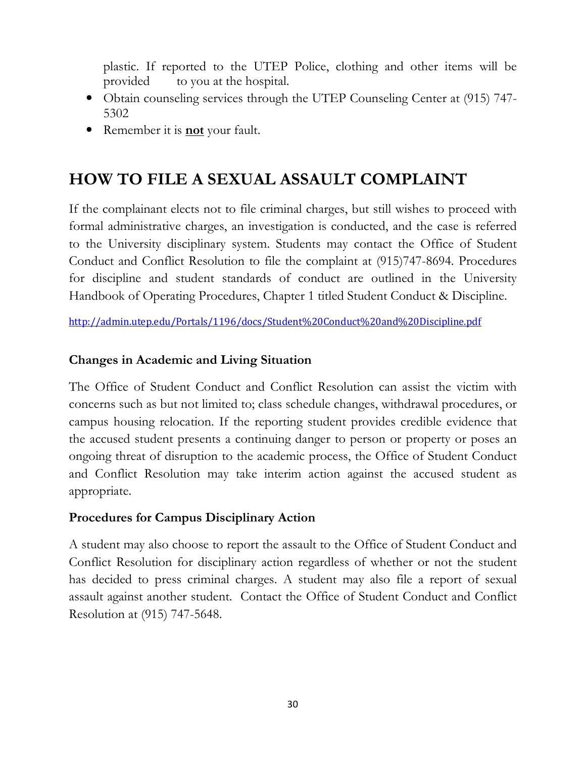plastic. If reported to the UTEP Police, clothing and other items will be provided to you at the hospital.

- Obtain counseling services through the UTEP Counseling Center at (915) 747-5302
- Remember it is **not** your fault.

# HOW TO FILE A SEXUAL ASSAULT COMPLAINT

If the complainant elects not to file criminal charges, but still wishes to proceed with formal administrative charges, an investigation is conducted, and the case is referred to the University disciplinary system. Students may contact the Office of Student Conduct and Conflict Resolution to file the complaint at (915)747-8694. Procedures for discipline and student standards of conduct are outlined in the University Handbook of Operating Procedures, Chapter 1 titled Student Conduct & Discipline.

http://admin.utep.edu/Portals/1196/docs/Student%20Conduct%20and%20Discipline.pdf

### Changes in Academic and Living Situation

The Office of Student Conduct and Conflict Resolution can assist the victim with concerns such as but not limited to; class schedule changes, withdrawal procedures, or campus housing relocation. If the reporting student provides credible evidence that the accused student presents a continuing danger to person or property or poses an ongoing threat of disruption to the academic process, the Office of Student Conduct and Conflict Resolution may take interim action against the accused student as appropriate.

### Procedures for Campus Disciplinary Action

A student may also choose to report the assault to the Office of Student Conduct and Conflict Resolution for disciplinary action regardless of whether or not the student has decided to press criminal charges. A student may also file a report of sexual assault against another student. Contact the Office of Student Conduct and Conflict Resolution at (915) 747-5648.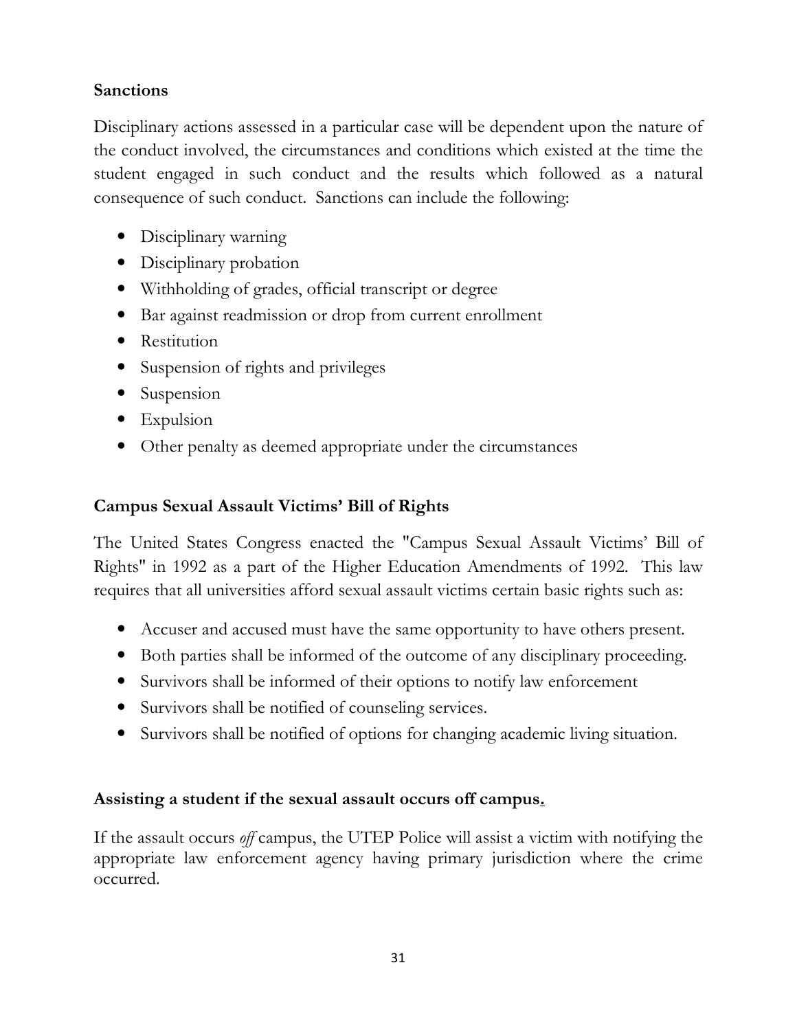**Sanctions**

Disciplinary actions assessed in a particular case will be dependent upon the nature of the conduct involved, the circumstances and conditions which existed at the time the student engaged in such conduct and the results which followed as a natural consequence of such conduct. Sanctions can include the following:

- Disciplinary warning
- Disciplinary probation
- Withholding of grades, official transcript or degree
- Bar against readmission or drop from current enrollment
- Restitution
- Suspension of rights and privileges
- Suspension
- Expulsion
- Other penalty as deemed appropriate under the circumstances

**Campus Sexual Assault Victims' Bill of Rights**

The United States Congress enacted the "Campus Sexual Assault Victims' Bill of Rights" in 1992 as a part of the Higher Education Amendments of 1992. This law requires that all universities afford sexual assault victims certain basic rights such as:

- Accuser and accused must have the same opportunity to have others present.
- Both parties shall be informed of the outcome of any disciplinary proceeding.
- Survivors shall be informed of their options to notify law enforcement
- Survivors shall be notified of counseling services.
- Survivors shall be notified of options for changing academic living situation.

**Assisting a student if the sexual assault occurs off campus.**

If the assault occurs *off* campus, the UTEP Police will assist a victim with notifying the appropriate law enforcement agency having primary jurisdiction where the crime occurred.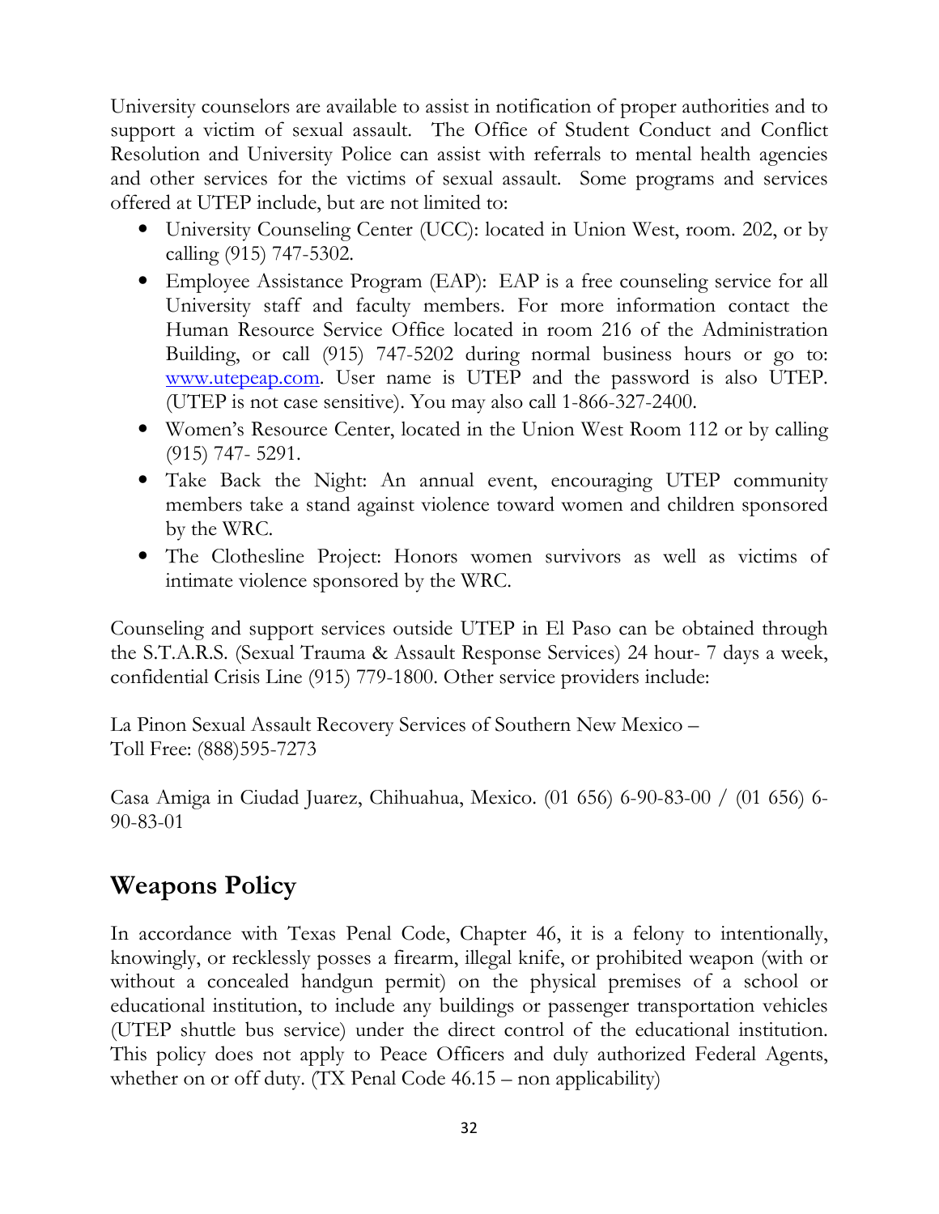University counselors are available to assist in notification of proper authorities and to support a victim of sexual assault. The Office of Student Conduct and Conflict Resolution and University Police can assist with referrals to mental health agencies and other services for the victims of sexual assault. Some programs and services offered at UTEP include, but are not limited to:

- University Counseling Center (UCC): located in Union West, room. 202, or by calling (915) 747-5302.
- Employee Assistance Program (EAP): EAP is a free counseling service for all University staff and faculty members. For more information contact the Human Resource Service Office located in room 216 of the Administration Building, or call (915) 747-5202 during normal business hours or go to: [www.utepeap.com](www.utepeap.com). User name is UTEP and the password is also UTEP. (UTEP is not case sensitive). You may also call 1-866-327-2400.
- Women's Resource Center, located in the Union West Room 112 or by calling (915) 747- 5291.
- Take Back the Night: An annual event, encouraging UTEP community members take a stand against violence toward women and children sponsored by the WRC.
- The Clothesline Project: Honors women survivors as well as victims of intimate violence sponsored by the WRC.

Counseling and support services outside UTEP in El Paso can be obtained through the S.T.A.R.S. (Sexual Trauma & Assault Response Services) 24 hour- 7 days a week, confidential Crisis Line (915) 779-1800. Other service providers include:

La Pinon Sexual Assault Recovery Services of Southern New Mexico –
Toll Free: (888)595-7273

Casa Amiga in Ciudad Juarez, Chihuahua, Mexico. (01 656) 6-90-83-00 / (01 656) 6-90-83-01

## Weapons Policy

In accordance with Texas Penal Code, Chapter 46, it is a felony to intentionally, knowingly, or recklessly posses a firearm, illegal knife, or prohibited weapon (with or without a concealed handgun permit) on the physical premises of a school or educational institution, to include any buildings or passenger transportation vehicles (UTEP shuttle bus service) under the direct control of the educational institution. This policy does not apply to Peace Officers and duly authorized Federal Agents, whether on or off duty. (TX Penal Code 46.15 – non applicability)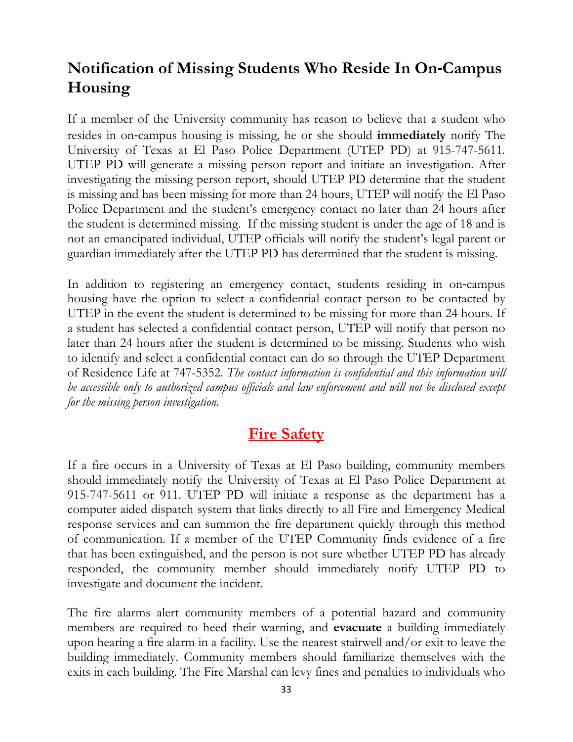## Notification of Missing Students Who Reside In On-Campus Housing

If a member of the University community has reason to believe that a student who resides in on-campus housing is missing, he or she should **immediately** notify The University of Texas at El Paso Police Department (UTEP PD) at 915-747-5611. UTEP PD will generate a missing person report and initiate an investigation. After investigating the missing person report, should UTEP PD determine that the student is missing and has been missing for more than 24 hours, UTEP will notify the El Paso Police Department and the student's emergency contact no later than 24 hours after the student is determined missing. If the missing student is under the age of 18 and is not an emancipated individual, UTEP officials will notify the student's legal parent or guardian immediately after the UTEP PD has determined that the student is missing.

In addition to registering an emergency contact, students residing in on-campus housing have the option to select a confidential contact person to be contacted by UTEP in the event the student is determined to be missing for more than 24 hours. If a student has selected a confidential contact person, UTEP will notify that person no later than 24 hours after the student is determined to be missing. Students who wish to identify and select a confidential contact can do so through the UTEP Department of Residence Life at 747-5352. *The contact information is confidential and this information will be accessible only to authorized campus officials and law enforcement and will not be disclosed except for the missing person investigation.*

## Fire Safety

If a fire occurs in a University of Texas at El Paso building, community members should immediately notify the University of Texas at El Paso Police Department at 915-747-5611 or 911. UTEP PD will initiate a response as the department has a computer aided dispatch system that links directly to all Fire and Emergency Medical response services and can summon the fire department quickly through this method of communication. If a member of the UTEP Community finds evidence of a fire that has been extinguished, and the person is not sure whether UTEP PD has already responded, the community member should immediately notify UTEP PD to investigate and document the incident.

The fire alarms alert community members of a potential hazard and community members are required to heed their warning, and **evacuate** a building immediately upon hearing a fire alarm in a facility. Use the nearest stairwell and/or exit to leave the building immediately. Community members should familiarize themselves with the exits in each building. The Fire Marshal can levy fines and penalties to individuals who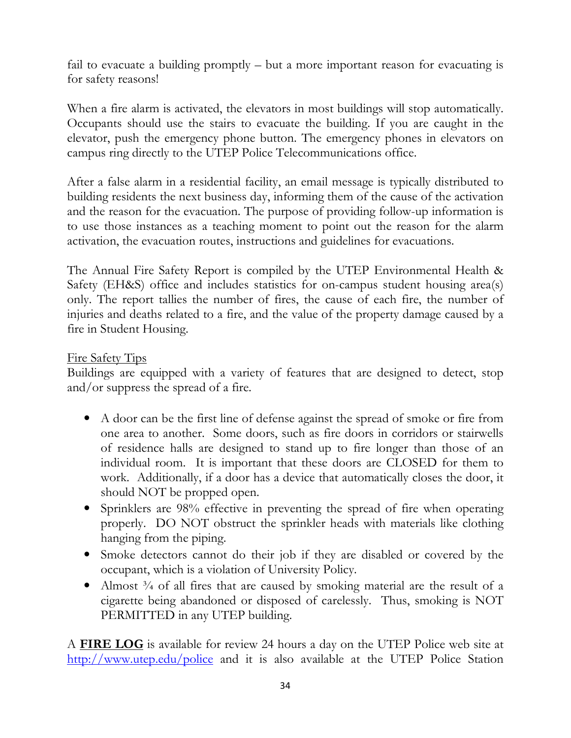fail to evacuate a building promptly – but a more important reason for evacuating is for safety reasons!

When a fire alarm is activated, the elevators in most buildings will stop automatically. Occupants should use the stairs to evacuate the building. If you are caught in the elevator, push the emergency phone button. The emergency phones in elevators on campus ring directly to the UTEP Police Telecommunications office.

After a false alarm in a residential facility, an email message is typically distributed to building residents the next business day, informing them of the cause of the activation and the reason for the evacuation. The purpose of providing follow-up information is to use those instances as a teaching moment to point out the reason for the alarm activation, the evacuation routes, instructions and guidelines for evacuations.

The Annual Fire Safety Report is compiled by the UTEP Environmental Health & Safety (EH&S) office and includes statistics for on-campus student housing area(s) only. The report tallies the number of fires, the cause of each fire, the number of injuries and deaths related to a fire, and the value of the property damage caused by a fire in Student Housing.

<u>Fire Safety Tips</u>

Buildings are equipped with a variety of features that are designed to detect, stop and/or suppress the spread of a fire.

- A door can be the first line of defense against the spread of smoke or fire from one area to another. Some doors, such as fire doors in corridors or stairwells of residence halls are designed to stand up to fire longer than those of an individual room. It is important that these doors are CLOSED for them to work. Additionally, if a door has a device that automatically closes the door, it should NOT be propped open.
- Sprinklers are 98% effective in preventing the spread of fire when operating properly. DO NOT obstruct the sprinkler heads with materials like clothing hanging from the piping.
- Smoke detectors cannot do their job if they are disabled or covered by the occupant, which is a violation of University Policy.
- Almost ¾ of all fires that are caused by smoking material are the result of a cigarette being abandoned or disposed of carelessly. Thus, smoking is NOT PERMITTED in any UTEP building.

A **<u>FIRE LOG</u>** is available for review 24 hours a day on the UTEP Police web site at http://www.utep.edu/police and it is also available at the UTEP Police Station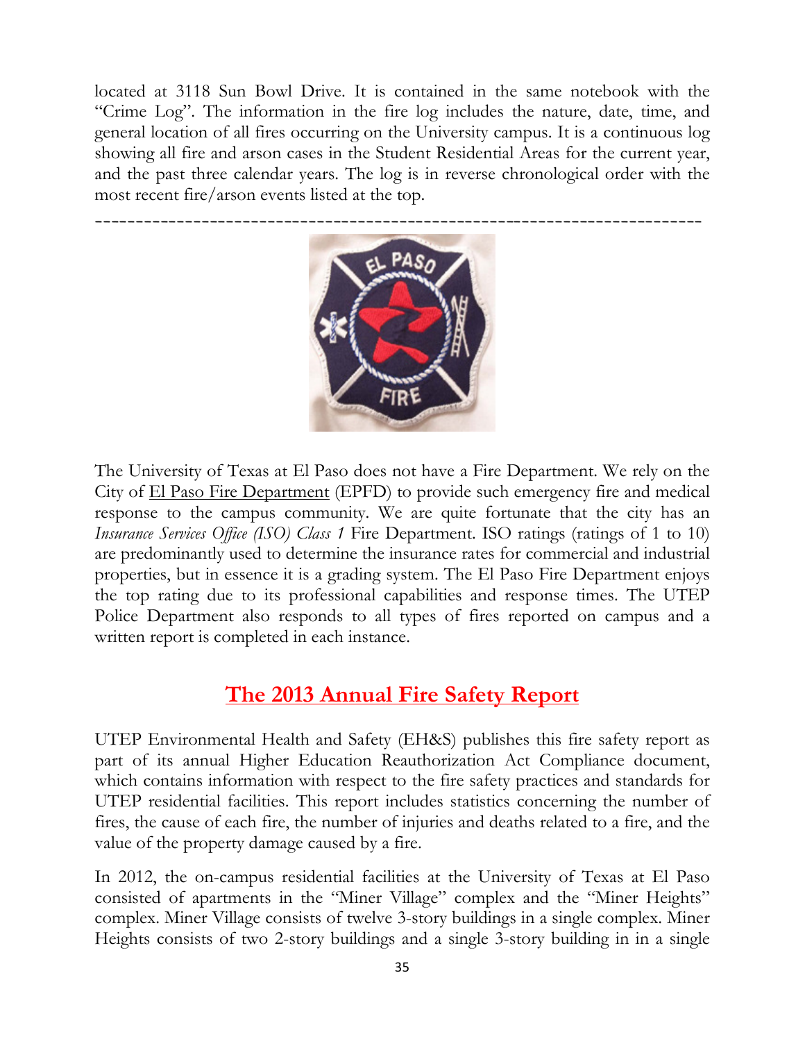located at 3118 Sun Bowl Drive. It is contained in the same notebook with the "Crime Log". The information in the fire log includes the nature, date, time, and general location of all fires occurring on the University campus. It is a continuous log showing all fire and arson cases in the Student Residential Areas for the current year, and the past three calendar years. The log is in reverse chronological order with the most recent fire/arson events listed at the top.

---

The University of Texas at El Paso does not have a Fire Department. We rely on the City of El Paso Fire Department (EPFD) to provide such emergency fire and medical response to the campus community. We are quite fortunate that the city has an *Insurance Services Office (ISO) Class 1* Fire Department. ISO ratings (ratings of 1 to 10) are predominantly used to determine the insurance rates for commercial and industrial properties, but in essence it is a grading system. The El Paso Fire Department enjoys the top rating due to its professional capabilities and response times. The UTEP Police Department also responds to all types of fires reported on campus and a written report is completed in each instance.

## The 2013 Annual Fire Safety Report

UTEP Environmental Health and Safety (EH&S) publishes this fire safety report as part of its annual Higher Education Reauthorization Act Compliance document, which contains information with respect to the fire safety practices and standards for UTEP residential facilities. This report includes statistics concerning the number of fires, the cause of each fire, the number of injuries and deaths related to a fire, and the value of the property damage caused by a fire.

In 2012, the on-campus residential facilities at the University of Texas at El Paso consisted of apartments in the "Miner Village" complex and the "Miner Heights" complex. Miner Village consists of twelve 3-story buildings in a single complex. Miner Heights consists of two 2-story buildings and a single 3-story building in in a single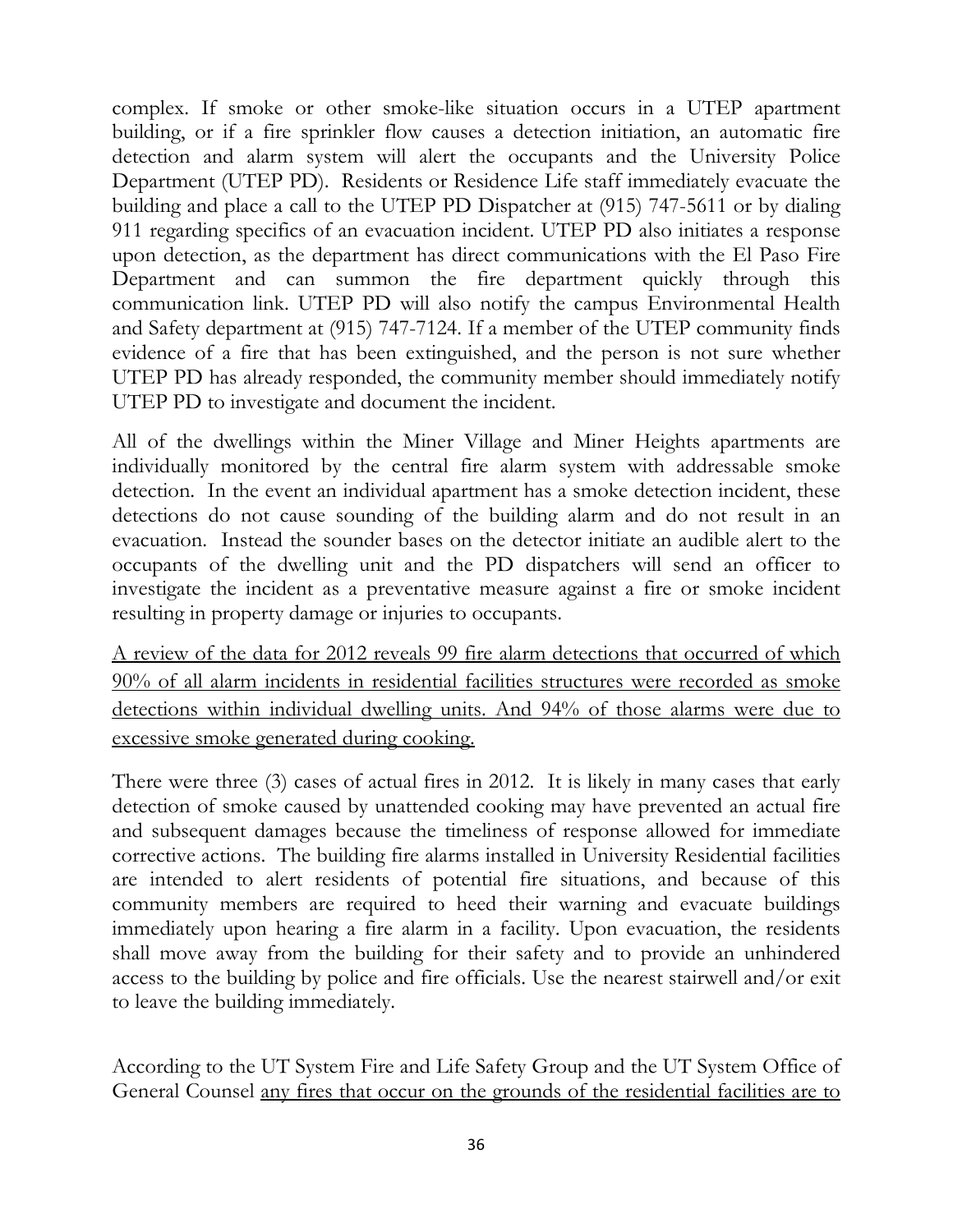complex. If smoke or other smoke-like situation occurs in a UTEP apartment building, or if a fire sprinkler flow causes a detection initiation, an automatic fire detection and alarm system will alert the occupants and the University Police Department (UTEP PD). Residents or Residence Life staff immediately evacuate the building and place a call to the UTEP PD Dispatcher at (915) 747-5611 or by dialing 911 regarding specifics of an evacuation incident. UTEP PD also initiates a response upon detection, as the department has direct communications with the El Paso Fire Department and can summon the fire department quickly through this communication link. UTEP PD will also notify the campus Environmental Health and Safety department at (915) 747-7124. If a member of the UTEP community finds evidence of a fire that has been extinguished, and the person is not sure whether UTEP PD has already responded, the community member should immediately notify UTEP PD to investigate and document the incident.

All of the dwellings within the Miner Village and Miner Heights apartments are individually monitored by the central fire alarm system with addressable smoke detection. In the event an individual apartment has a smoke detection incident, these detections do not cause sounding of the building alarm and do not result in an evacuation. Instead the sounder bases on the detector initiate an audible alert to the occupants of the dwelling unit and the PD dispatchers will send an officer to investigate the incident as a preventative measure against a fire or smoke incident resulting in property damage or injuries to occupants.

<u>A review of the data for 2012 reveals 99 fire alarm detections that occurred of which 90% of all alarm incidents in residential facilities structures were recorded as smoke detections within individual dwelling units. And 94% of those alarms were due to excessive smoke generated during cooking.</u>

There were three (3) cases of actual fires in 2012. It is likely in many cases that early detection of smoke caused by unattended cooking may have prevented an actual fire and subsequent damages because the timeliness of response allowed for immediate corrective actions. The building fire alarms installed in University Residential facilities are intended to alert residents of potential fire situations, and because of this community members are required to heed their warning and evacuate buildings immediately upon hearing a fire alarm in a facility. Upon evacuation, the residents shall move away from the building for their safety and to provide an unhindered access to the building by police and fire officials. Use the nearest stairwell and/or exit to leave the building immediately.

According to the UT System Fire and Life Safety Group and the UT System Office of General Counsel <u>any fires that occur on the grounds of the residential facilities are to</u>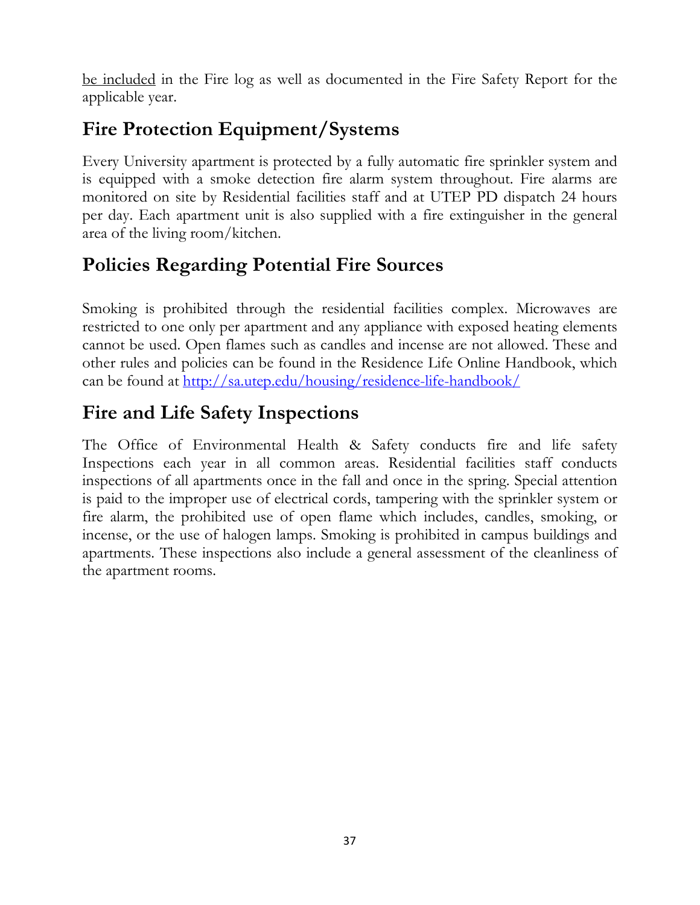be included in the Fire log as well as documented in the Fire Safety Report for the applicable year.

## Fire Protection Equipment/Systems

Every University apartment is protected by a fully automatic fire sprinkler system and is equipped with a smoke detection fire alarm system throughout. Fire alarms are monitored on site by Residential facilities staff and at UTEP PD dispatch 24 hours per day. Each apartment unit is also supplied with a fire extinguisher in the general area of the living room/kitchen.

## Policies Regarding Potential Fire Sources

Smoking is prohibited through the residential facilities complex. Microwaves are restricted to one only per apartment and any appliance with exposed heating elements cannot be used. Open flames such as candles and incense are not allowed. These and other rules and policies can be found in the Residence Life Online Handbook, which can be found at [http://sa.utep.edu/housing/residence-life-handbook/](http://sa.utep.edu/housing/residence-life-handbook/)

## Fire and Life Safety Inspections

The Office of Environmental Health & Safety conducts fire and life safety Inspections each year in all common areas. Residential facilities staff conducts inspections of all apartments once in the fall and once in the spring. Special attention is paid to the improper use of electrical cords, tampering with the sprinkler system or fire alarm, the prohibited use of open flame which includes, candles, smoking, or incense, or the use of halogen lamps. Smoking is prohibited in campus buildings and apartments. These inspections also include a general assessment of the cleanliness of the apartment rooms.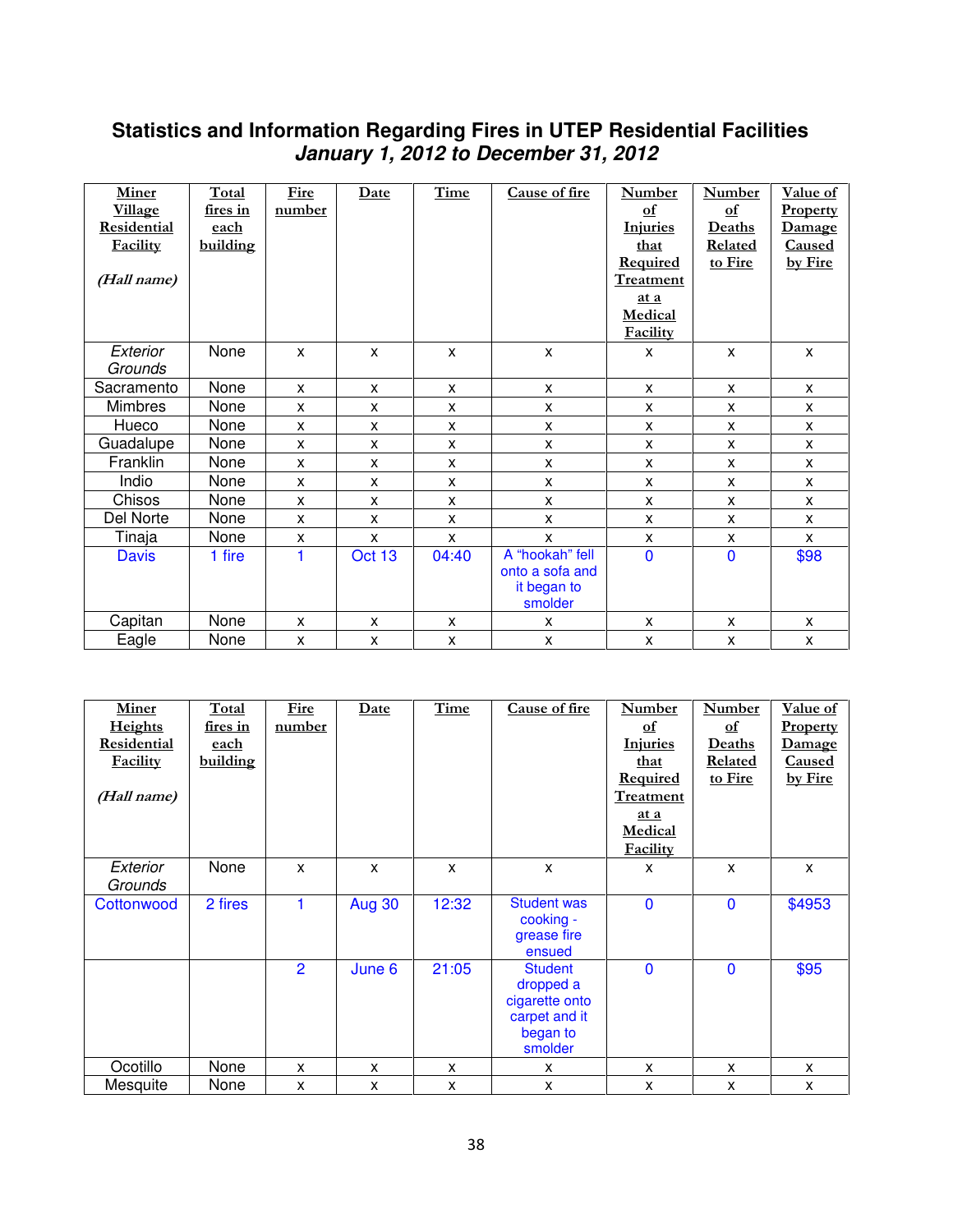## Statistics and Information Regarding Fires in UTEP Residential Facilities
### *January 1, 2012 to December 31, 2012*

| Miner Village Residential Facility *(Hall name)* | Total fires in each building | Fire number | Date | Time | Cause of fire | Number of Injuries that Required Treatment at a Medical Facility | Number of Deaths Related to Fire | Value of Property Damage Caused by Fire |
|---|---|---|---|---|---|---|---|---|
| *Exterior Grounds* | None | x | x | x | x | x | x | x |
| Sacramento | None | x | x | x | x | x | x | x |
| Mimbres | None | x | x | x | x | x | x | x |
| Hueco | None | x | x | x | x | x | x | x |
| Guadalupe | None | x | x | x | x | x | x | x |
| Franklin | None | x | x | x | x | x | x | x |
| Indio | None | x | x | x | x | x | x | x |
| Chisos | None | x | x | x | x | x | x | x |
| Del Norte | None | x | x | x | x | x | x | x |
| Tinaja | None | x | x | x | x | x | x | x |
| Davis | 1 fire | 1 | Oct 13 | 04:40 | A "hookah" fell onto a sofa and it began to smolder | 0 | 0 | $98 |
| Capitan | None | x | x | x | x | x | x | x |
| Eagle | None | x | x | x | x | x | x | x |

| Miner Heights Residential Facility *(Hall name)* | Total fires in each building | Fire number | Date | Time | Cause of fire | Number of Injuries that Required Treatment at a Medical Facility | Number of Deaths Related to Fire | Value of Property Damage Caused by Fire |
|---|---|---|---|---|---|---|---|---|
| *Exterior Grounds* | None | x | x | x | x | x | x | x |
| Cottonwood | 2 fires | 1 | Aug 30 | 12:32 | Student was cooking - grease fire ensued | 0 | 0 | $4953 |
| | | 2 | June 6 | 21:05 | Student dropped a cigarette onto carpet and it began to smolder | 0 | 0 | $95 |
| Ocotillo | None | x | x | x | x | x | x | x |
| Mesquite | None | x | x | x | x | x | x | x |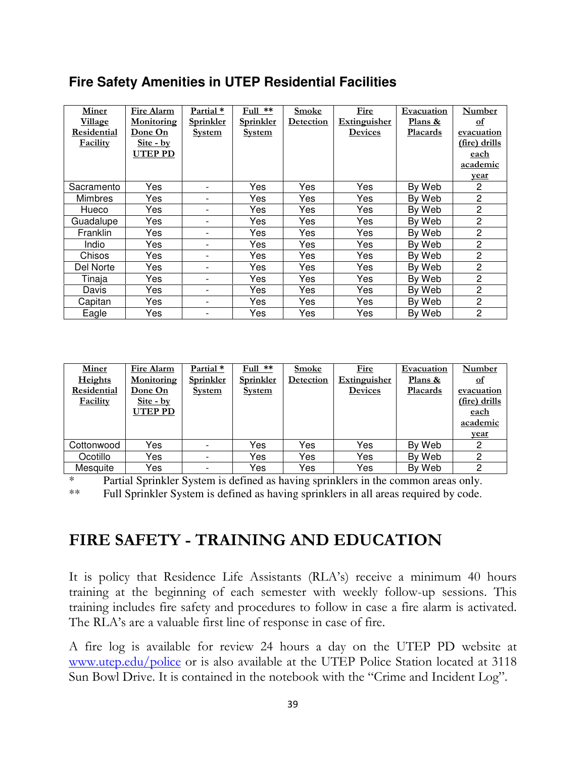## Fire Safety Amenities in UTEP Residential Facilities

| Miner Village Residential Facility | Fire Alarm Monitoring Done On Site - by UTEP PD | Partial * Sprinkler System | Full ** Sprinkler System | Smoke Detection | Fire Extinguisher Devices | Evacuation Plans & Placards | Number of evacuation (fire) drills each academic year |
|---|---|---|---|---|---|---|---|
| Sacramento | Yes | - | Yes | Yes | Yes | By Web | 2 |
| Mimbres | Yes | - | Yes | Yes | Yes | By Web | 2 |
| Hueco | Yes | - | Yes | Yes | Yes | By Web | 2 |
| Guadalupe | Yes | - | Yes | Yes | Yes | By Web | 2 |
| Franklin | Yes | - | Yes | Yes | Yes | By Web | 2 |
| Indio | Yes | - | Yes | Yes | Yes | By Web | 2 |
| Chisos | Yes | - | Yes | Yes | Yes | By Web | 2 |
| Del Norte | Yes | - | Yes | Yes | Yes | By Web | 2 |
| Tinaja | Yes | - | Yes | Yes | Yes | By Web | 2 |
| Davis | Yes | - | Yes | Yes | Yes | By Web | 2 |
| Capitan | Yes | - | Yes | Yes | Yes | By Web | 2 |
| Eagle | Yes | - | Yes | Yes | Yes | By Web | 2 |

| Miner Heights Residential Facility | Fire Alarm Monitoring Done On Site - by UTEP PD | Partial * Sprinkler System | Full ** Sprinkler System | Smoke Detection | Fire Extinguisher Devices | Evacuation Plans & Placards | Number of evacuation (fire) drills each academic year |
|---|---|---|---|---|---|---|---|
| Cottonwood | Yes | - | Yes | Yes | Yes | By Web | 2 |
| Ocotillo | Yes | - | Yes | Yes | Yes | By Web | 2 |
| Mesquite | Yes | - | Yes | Yes | Yes | By Web | 2 |

\* Partial Sprinkler System is defined as having sprinklers in the common areas only.

** Full Sprinkler System is defined as having sprinklers in all areas required by code.

# FIRE SAFETY - TRAINING AND EDUCATION

It is policy that Residence Life Assistants (RLA's) receive a minimum 40 hours training at the beginning of each semester with weekly follow-up sessions. This training includes fire safety and procedures to follow in case a fire alarm is activated. The RLA's are a valuable first line of response in case of fire.

A fire log is available for review 24 hours a day on the UTEP PD website at www.utep.edu/police or is also available at the UTEP Police Station located at 3118 Sun Bowl Drive. It is contained in the notebook with the "Crime and Incident Log".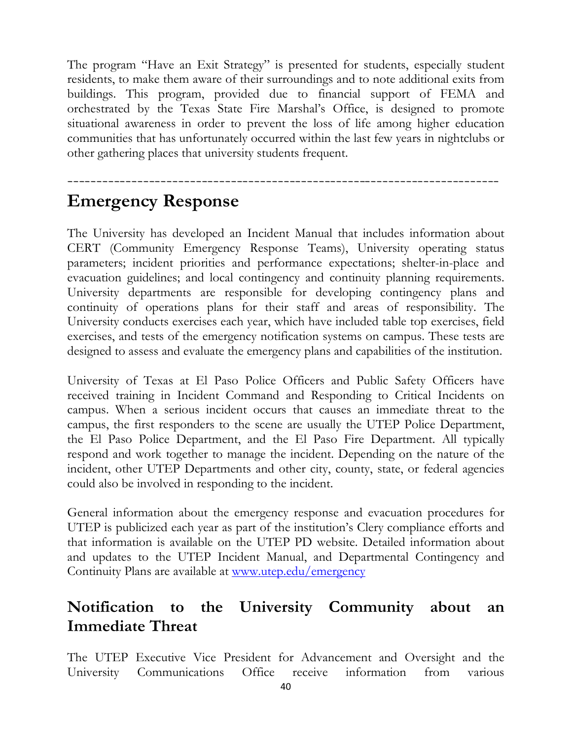The program "Have an Exit Strategy" is presented for students, especially student residents, to make them aware of their surroundings and to note additional exits from buildings. This program, provided due to financial support of FEMA and orchestrated by the Texas State Fire Marshal's Office, is designed to promote situational awareness in order to prevent the loss of life among higher education communities that has unfortunately occurred within the last few years in nightclubs or other gathering places that university students frequent.

---

# Emergency Response

The University has developed an Incident Manual that includes information about CERT (Community Emergency Response Teams), University operating status parameters; incident priorities and performance expectations; shelter-in-place and evacuation guidelines; and local contingency and continuity planning requirements. University departments are responsible for developing contingency plans and continuity of operations plans for their staff and areas of responsibility. The University conducts exercises each year, which have included table top exercises, field exercises, and tests of the emergency notification systems on campus. These tests are designed to assess and evaluate the emergency plans and capabilities of the institution.

University of Texas at El Paso Police Officers and Public Safety Officers have received training in Incident Command and Responding to Critical Incidents on campus. When a serious incident occurs that causes an immediate threat to the campus, the first responders to the scene are usually the UTEP Police Department, the El Paso Police Department, and the El Paso Fire Department. All typically respond and work together to manage the incident. Depending on the nature of the incident, other UTEP Departments and other city, county, state, or federal agencies could also be involved in responding to the incident.

General information about the emergency response and evacuation procedures for UTEP is publicized each year as part of the institution's Clery compliance efforts and that information is available on the UTEP PD website. Detailed information about and updates to the UTEP Incident Manual, and Departmental Contingency and Continuity Plans are available at [www.utep.edu/emergency](www.utep.edu/emergency)

## Notification to the University Community about an Immediate Threat

The UTEP Executive Vice President for Advancement and Oversight and the University Communications Office receive information from various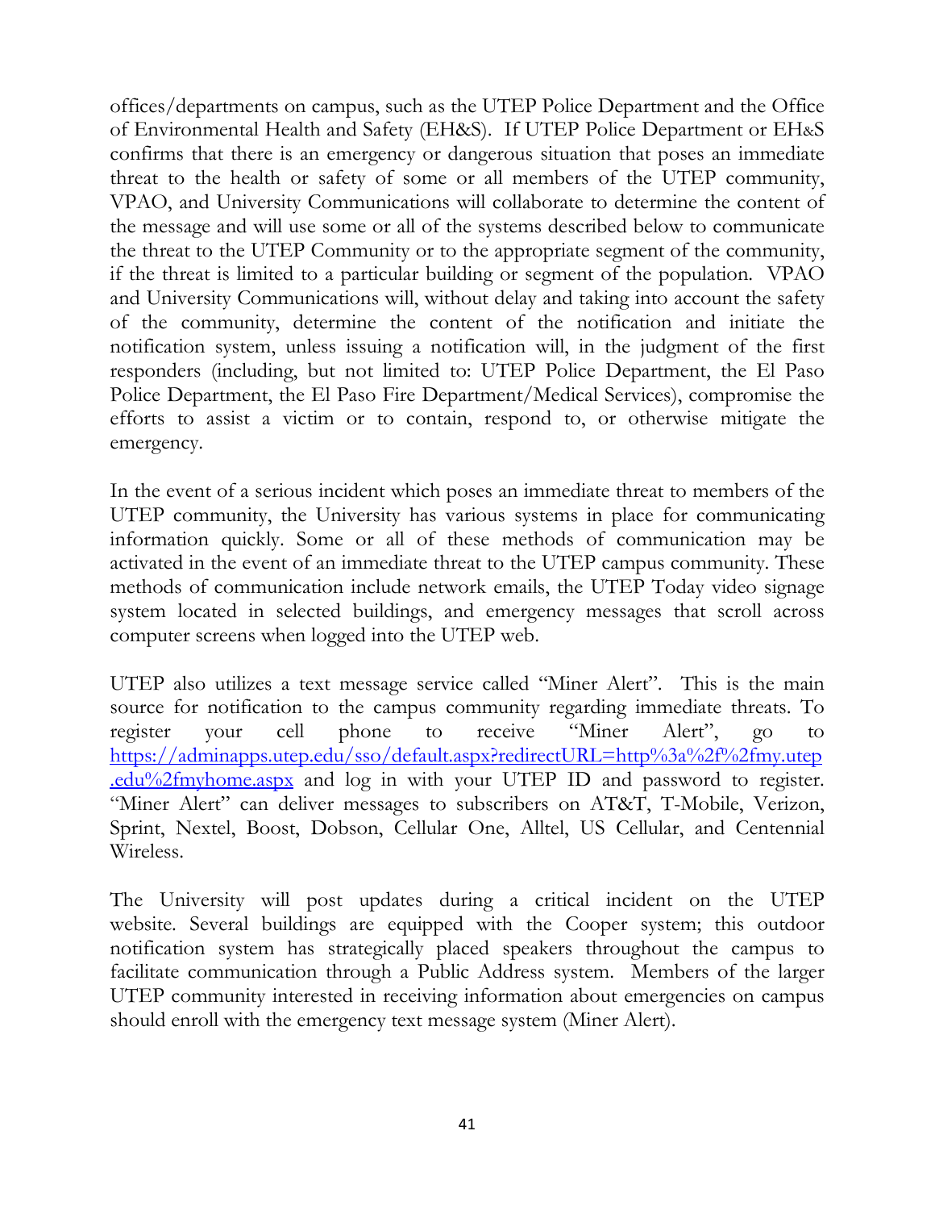offices/departments on campus, such as the UTEP Police Department and the Office of Environmental Health and Safety (EH&S). If UTEP Police Department or EH&S confirms that there is an emergency or dangerous situation that poses an immediate threat to the health or safety of some or all members of the UTEP community, VPAO, and University Communications will collaborate to determine the content of the message and will use some or all of the systems described below to communicate the threat to the UTEP Community or to the appropriate segment of the community, if the threat is limited to a particular building or segment of the population. VPAO and University Communications will, without delay and taking into account the safety of the community, determine the content of the notification and initiate the notification system, unless issuing a notification will, in the judgment of the first responders (including, but not limited to: UTEP Police Department, the El Paso Police Department, the El Paso Fire Department/Medical Services), compromise the efforts to assist a victim or to contain, respond to, or otherwise mitigate the emergency.

In the event of a serious incident which poses an immediate threat to members of the UTEP community, the University has various systems in place for communicating information quickly. Some or all of these methods of communication may be activated in the event of an immediate threat to the UTEP campus community. These methods of communication include network emails, the UTEP Today video signage system located in selected buildings, and emergency messages that scroll across computer screens when logged into the UTEP web.

UTEP also utilizes a text message service called "Miner Alert". This is the main source for notification to the campus community regarding immediate threats. To register your cell phone to receive "Miner Alert", go to [https://adminapps.utep.edu/sso/default.aspx?redirectURL=http%3a%2f%2fmy.utep.edu%2fmyhome.aspx](https://adminapps.utep.edu/sso/default.aspx?redirectURL=http%3a%2f%2fmy.utep.edu%2fmyhome.aspx) and log in with your UTEP ID and password to register. "Miner Alert" can deliver messages to subscribers on AT&T, T-Mobile, Verizon, Sprint, Nextel, Boost, Dobson, Cellular One, Alltel, US Cellular, and Centennial Wireless.

The University will post updates during a critical incident on the UTEP website. Several buildings are equipped with the Cooper system; this outdoor notification system has strategically placed speakers throughout the campus to facilitate communication through a Public Address system. Members of the larger UTEP community interested in receiving information about emergencies on campus should enroll with the emergency text message system (Miner Alert).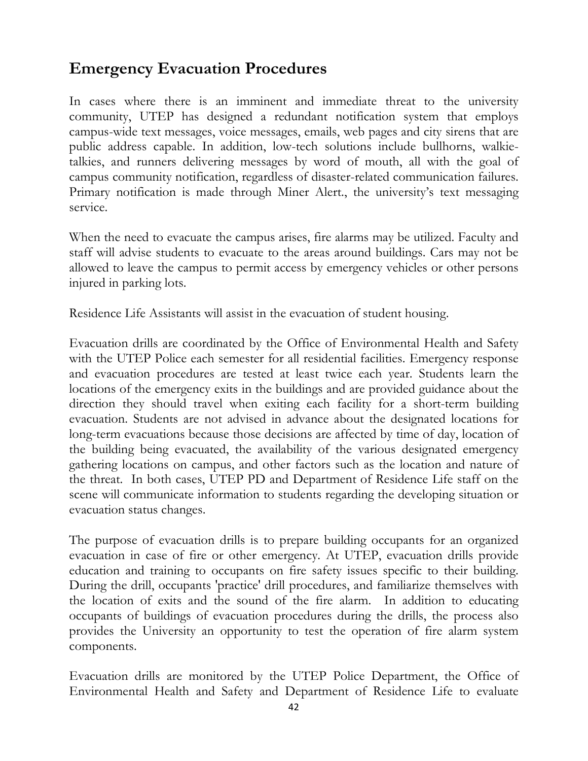## Emergency Evacuation Procedures

In cases where there is an imminent and immediate threat to the university community, UTEP has designed a redundant notification system that employs campus-wide text messages, voice messages, emails, web pages and city sirens that are public address capable. In addition, low-tech solutions include bullhorns, walkie-talkies, and runners delivering messages by word of mouth, all with the goal of campus community notification, regardless of disaster-related communication failures. Primary notification is made through Miner Alert., the university's text messaging service.

When the need to evacuate the campus arises, fire alarms may be utilized. Faculty and staff will advise students to evacuate to the areas around buildings. Cars may not be allowed to leave the campus to permit access by emergency vehicles or other persons injured in parking lots.

Residence Life Assistants will assist in the evacuation of student housing.

Evacuation drills are coordinated by the Office of Environmental Health and Safety with the UTEP Police each semester for all residential facilities. Emergency response and evacuation procedures are tested at least twice each year. Students learn the locations of the emergency exits in the buildings and are provided guidance about the direction they should travel when exiting each facility for a short-term building evacuation. Students are not advised in advance about the designated locations for long-term evacuations because those decisions are affected by time of day, location of the building being evacuated, the availability of the various designated emergency gathering locations on campus, and other factors such as the location and nature of the threat. In both cases, UTEP PD and Department of Residence Life staff on the scene will communicate information to students regarding the developing situation or evacuation status changes.

The purpose of evacuation drills is to prepare building occupants for an organized evacuation in case of fire or other emergency. At UTEP, evacuation drills provide education and training to occupants on fire safety issues specific to their building. During the drill, occupants 'practice' drill procedures, and familiarize themselves with the location of exits and the sound of the fire alarm. In addition to educating occupants of buildings of evacuation procedures during the drills, the process also provides the University an opportunity to test the operation of fire alarm system components.

Evacuation drills are monitored by the UTEP Police Department, the Office of Environmental Health and Safety and Department of Residence Life to evaluate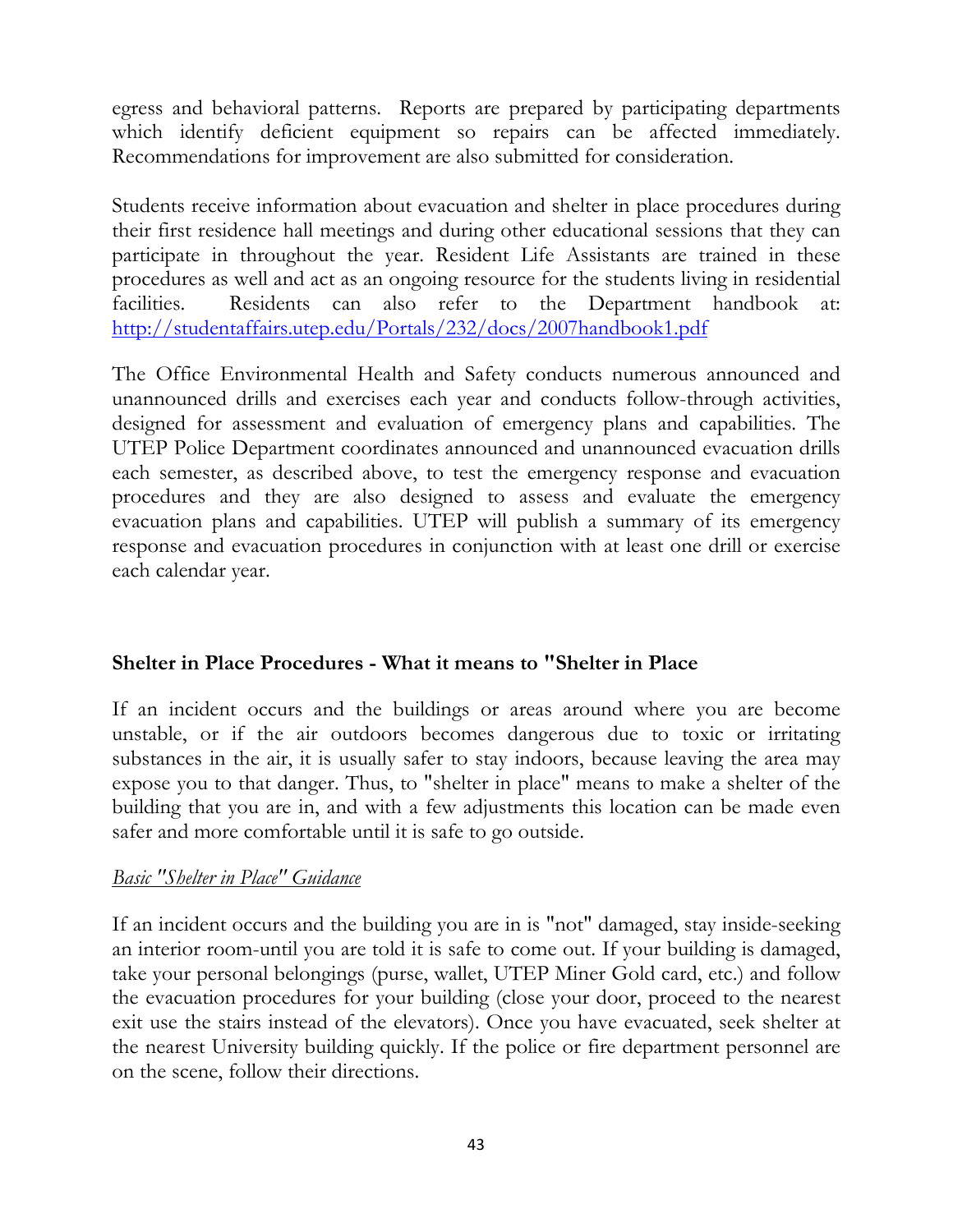egress and behavioral patterns. Reports are prepared by participating departments which identify deficient equipment so repairs can be affected immediately. Recommendations for improvement are also submitted for consideration.

Students receive information about evacuation and shelter in place procedures during their first residence hall meetings and during other educational sessions that they can participate in throughout the year. Resident Life Assistants are trained in these procedures as well and act as an ongoing resource for the students living in residential facilities. Residents can also refer to the Department handbook at: [http://studentaffairs.utep.edu/Portals/232/docs/2007handbook1.pdf](http://studentaffairs.utep.edu/Portals/232/docs/2007handbook1.pdf)

The Office Environmental Health and Safety conducts numerous announced and unannounced drills and exercises each year and conducts follow-through activities, designed for assessment and evaluation of emergency plans and capabilities. The UTEP Police Department coordinates announced and unannounced evacuation drills each semester, as described above, to test the emergency response and evacuation procedures and they are also designed to assess and evaluate the emergency evacuation plans and capabilities. UTEP will publish a summary of its emergency response and evacuation procedures in conjunction with at least one drill or exercise each calendar year.

**Shelter in Place Procedures - What it means to "Shelter in Place**

If an incident occurs and the buildings or areas around where you are become unstable, or if the air outdoors becomes dangerous due to toxic or irritating substances in the air, it is usually safer to stay indoors, because leaving the area may expose you to that danger. Thus, to "shelter in place" means to make a shelter of the building that you are in, and with a few adjustments this location can be made even safer and more comfortable until it is safe to go outside.

*Basic "Shelter in Place" Guidance*

If an incident occurs and the building you are in is "not" damaged, stay inside-seeking an interior room-until you are told it is safe to come out. If your building is damaged, take your personal belongings (purse, wallet, UTEP Miner Gold card, etc.) and follow the evacuation procedures for your building (close your door, proceed to the nearest exit use the stairs instead of the elevators). Once you have evacuated, seek shelter at the nearest University building quickly. If the police or fire department personnel are on the scene, follow their directions.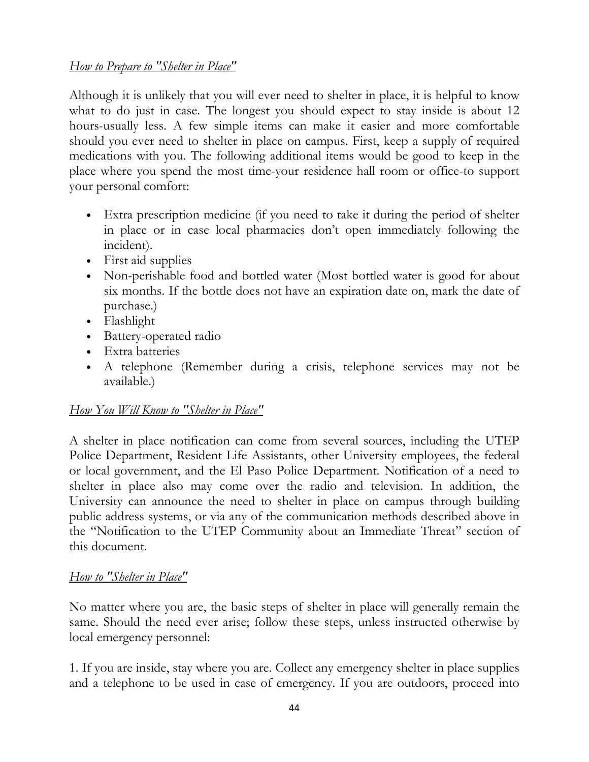*How to Prepare to "Shelter in Place"*

Although it is unlikely that you will ever need to shelter in place, it is helpful to know what to do just in case. The longest you should expect to stay inside is about 12 hours-usually less. A few simple items can make it easier and more comfortable should you ever need to shelter in place on campus. First, keep a supply of required medications with you. The following additional items would be good to keep in the place where you spend the most time-your residence hall room or office-to support your personal comfort:

- Extra prescription medicine (if you need to take it during the period of shelter in place or in case local pharmacies don't open immediately following the incident).
- First aid supplies
- Non-perishable food and bottled water (Most bottled water is good for about six months. If the bottle does not have an expiration date on, mark the date of purchase.)
- Flashlight
- Battery-operated radio
- Extra batteries
- A telephone (Remember during a crisis, telephone services may not be available.)

*How You Will Know to "Shelter in Place"*

A shelter in place notification can come from several sources, including the UTEP Police Department, Resident Life Assistants, other University employees, the federal or local government, and the El Paso Police Department. Notification of a need to shelter in place also may come over the radio and television. In addition, the University can announce the need to shelter in place on campus through building public address systems, or via any of the communication methods described above in the "Notification to the UTEP Community about an Immediate Threat" section of this document.

*How to "Shelter in Place"*

No matter where you are, the basic steps of shelter in place will generally remain the same. Should the need ever arise; follow these steps, unless instructed otherwise by local emergency personnel:

1. If you are inside, stay where you are. Collect any emergency shelter in place supplies and a telephone to be used in case of emergency. If you are outdoors, proceed into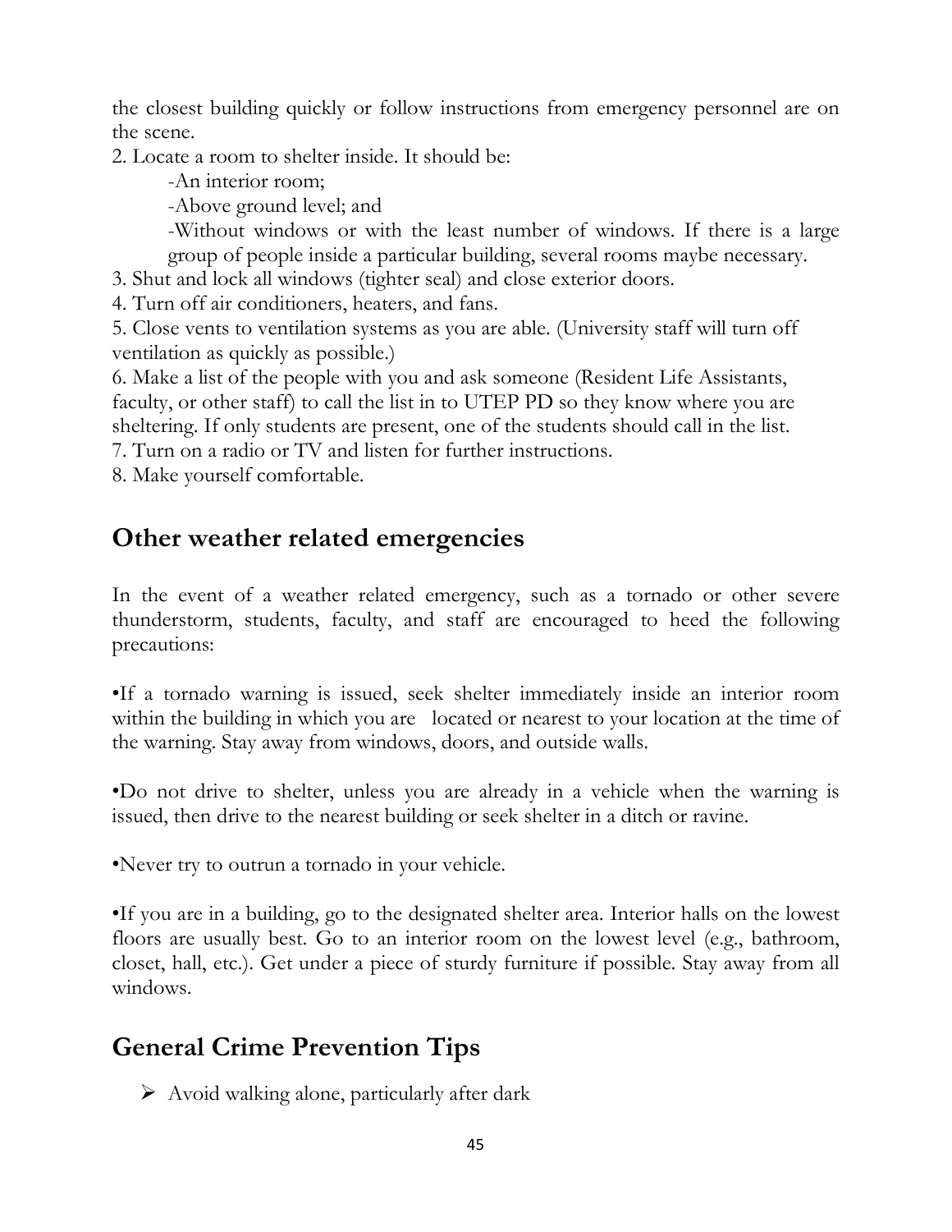the closest building quickly or follow instructions from emergency personnel are on the scene.

2. Locate a room to shelter inside. It should be:
   - -An interior room;
   - -Above ground level; and
   - -Without windows or with the least number of windows. If there is a large group of people inside a particular building, several rooms maybe necessary.
3. Shut and lock all windows (tighter seal) and close exterior doors.
4. Turn off air conditioners, heaters, and fans.
5. Close vents to ventilation systems as you are able. (University staff will turn off ventilation as quickly as possible.)
6. Make a list of the people with you and ask someone (Resident Life Assistants, faculty, or other staff) to call the list in to UTEP PD so they know where you are sheltering. If only students are present, one of the students should call in the list.
7. Turn on a radio or TV and listen for further instructions.
8. Make yourself comfortable.

## Other weather related emergencies

In the event of a weather related emergency, such as a tornado or other severe thunderstorm, students, faculty, and staff are encouraged to heed the following precautions:

•If a tornado warning is issued, seek shelter immediately inside an interior room within the building in which you are located or nearest to your location at the time of the warning. Stay away from windows, doors, and outside walls.

•Do not drive to shelter, unless you are already in a vehicle when the warning is issued, then drive to the nearest building or seek shelter in a ditch or ravine.

•Never try to outrun a tornado in your vehicle.

•If you are in a building, go to the designated shelter area. Interior halls on the lowest floors are usually best. Go to an interior room on the lowest level (e.g., bathroom, closet, hall, etc.). Get under a piece of sturdy furniture if possible. Stay away from all windows.

## General Crime Prevention Tips

- Avoid walking alone, particularly after dark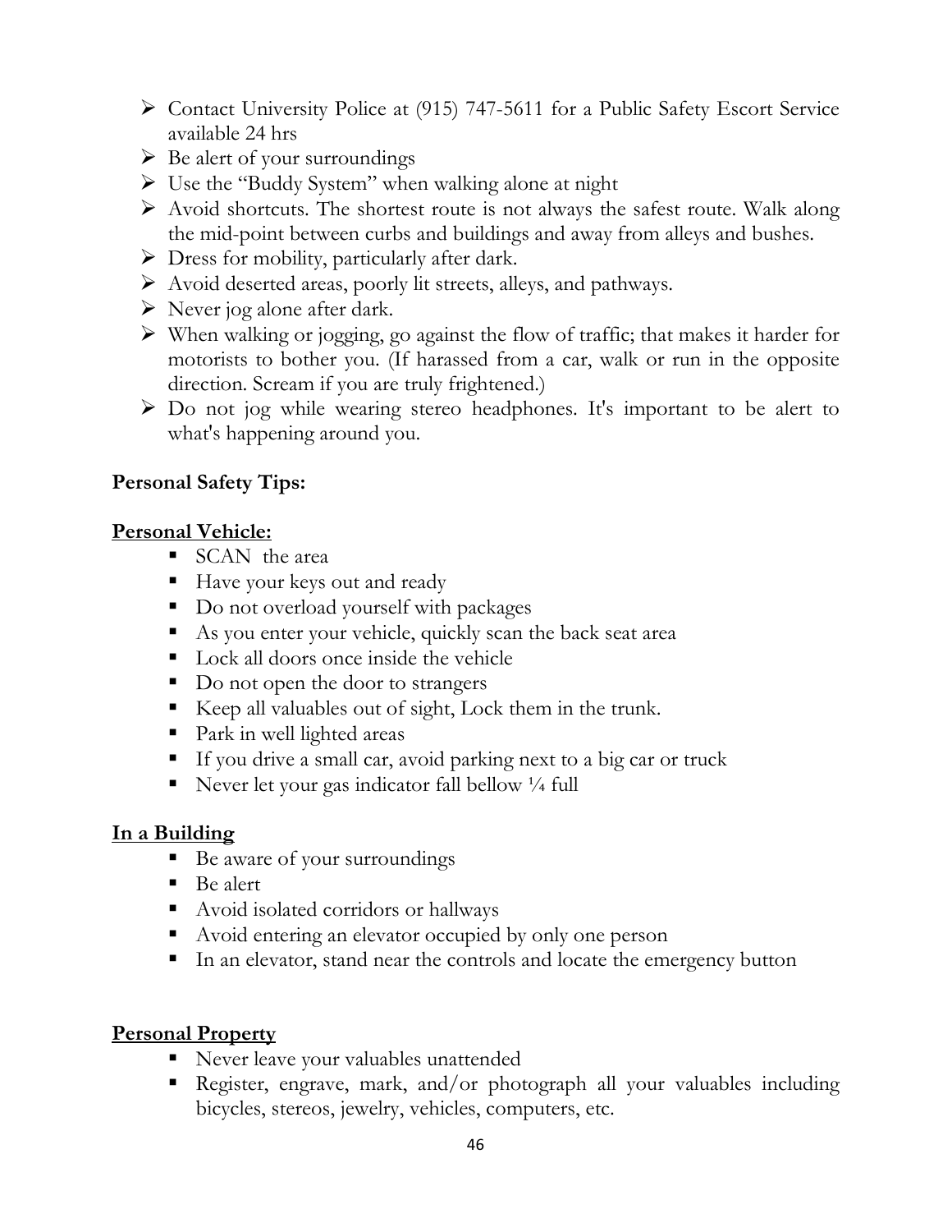- Contact University Police at (915) 747-5611 for a Public Safety Escort Service available 24 hrs
- Be alert of your surroundings
- Use the "Buddy System" when walking alone at night
- Avoid shortcuts. The shortest route is not always the safest route. Walk along the mid-point between curbs and buildings and away from alleys and bushes.
- Dress for mobility, particularly after dark.
- Avoid deserted areas, poorly lit streets, alleys, and pathways.
- Never jog alone after dark.
- When walking or jogging, go against the flow of traffic; that makes it harder for motorists to bother you. (If harassed from a car, walk or run in the opposite direction. Scream if you are truly frightened.)
- Do not jog while wearing stereo headphones. It's important to be alert to what's happening around you.

**Personal Safety Tips:**

**Personal Vehicle:**

- SCAN the area
- Have your keys out and ready
- Do not overload yourself with packages
- As you enter your vehicle, quickly scan the back seat area
- Lock all doors once inside the vehicle
- Do not open the door to strangers
- Keep all valuables out of sight, Lock them in the trunk.
- Park in well lighted areas
- If you drive a small car, avoid parking next to a big car or truck
- Never let your gas indicator fall bellow ¼ full

**In a Building**

- Be aware of your surroundings
- Be alert
- Avoid isolated corridors or hallways
- Avoid entering an elevator occupied by only one person
- In an elevator, stand near the controls and locate the emergency button

**Personal Property**

- Never leave your valuables unattended
- Register, engrave, mark, and/or photograph all your valuables including bicycles, stereos, jewelry, vehicles, computers, etc.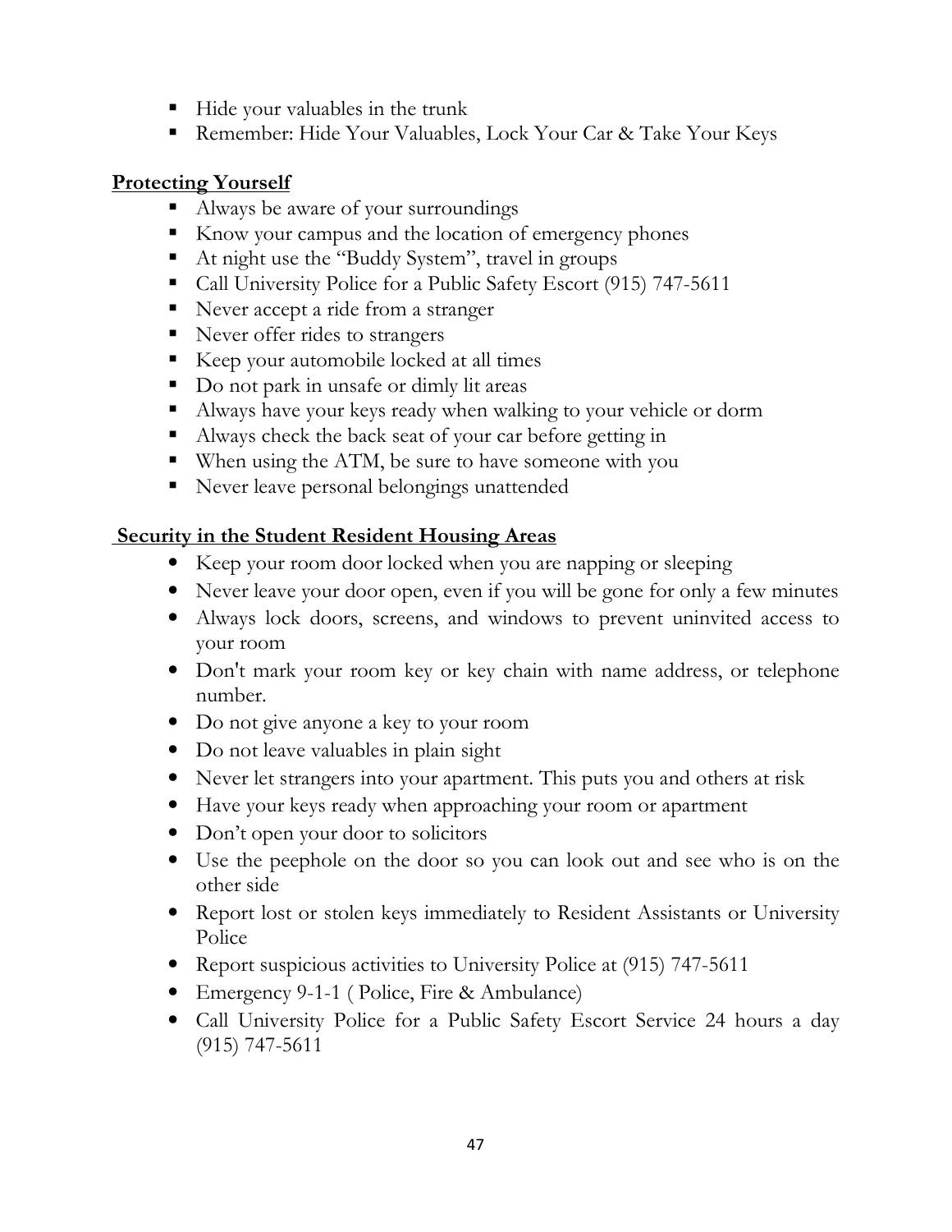- Hide your valuables in the trunk
- Remember: Hide Your Valuables, Lock Your Car & Take Your Keys

**Protecting Yourself**

- Always be aware of your surroundings
- Know your campus and the location of emergency phones
- At night use the "Buddy System", travel in groups
- Call University Police for a Public Safety Escort (915) 747-5611
- Never accept a ride from a stranger
- Never offer rides to strangers
- Keep your automobile locked at all times
- Do not park in unsafe or dimly lit areas
- Always have your keys ready when walking to your vehicle or dorm
- Always check the back seat of your car before getting in
- When using the ATM, be sure to have someone with you
- Never leave personal belongings unattended

**Security in the Student Resident Housing Areas**

- Keep your room door locked when you are napping or sleeping
- Never leave your door open, even if you will be gone for only a few minutes
- Always lock doors, screens, and windows to prevent uninvited access to your room
- Don't mark your room key or key chain with name address, or telephone number.
- Do not give anyone a key to your room
- Do not leave valuables in plain sight
- Never let strangers into your apartment. This puts you and others at risk
- Have your keys ready when approaching your room or apartment
- Don't open your door to solicitors
- Use the peephole on the door so you can look out and see who is on the other side
- Report lost or stolen keys immediately to Resident Assistants or University Police
- Report suspicious activities to University Police at (915) 747-5611
- Emergency 9-1-1 ( Police, Fire & Ambulance)
- Call University Police for a Public Safety Escort Service 24 hours a day (915) 747-5611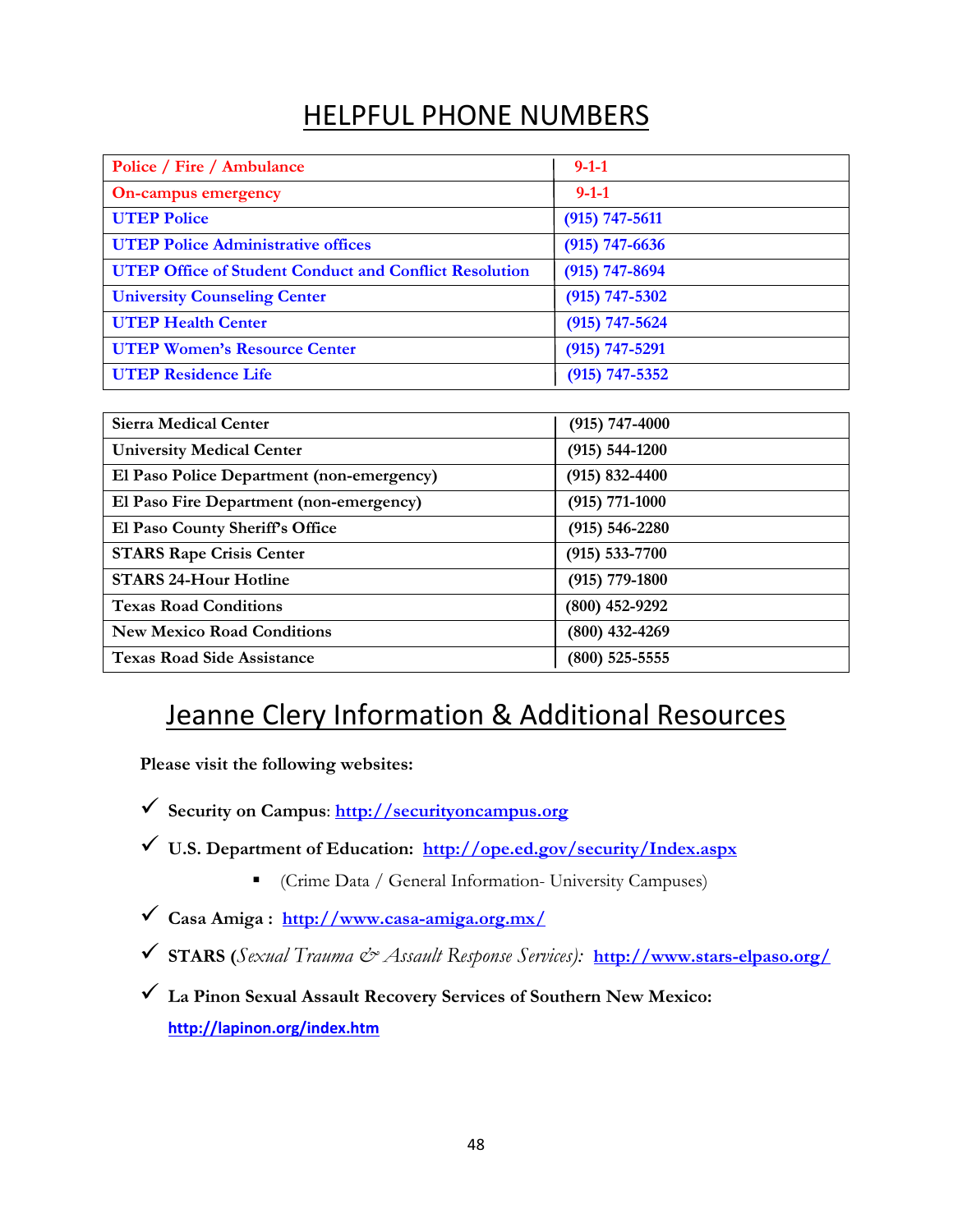# HELPFUL PHONE NUMBERS

| | |
|---|---|
| **Police / Fire / Ambulance** | **9-1-1** |
| **On-campus emergency** | **9-1-1** |
| **UTEP Police** | **(915) 747-5611** |
| **UTEP Police Administrative offices** | **(915) 747-6636** |
| **UTEP Office of Student Conduct and Conflict Resolution** | **(915) 747-8694** |
| **University Counseling Center** | **(915) 747-5302** |
| **UTEP Health Center** | **(915) 747-5624** |
| **UTEP Women's Resource Center** | **(915) 747-5291** |
| **UTEP Residence Life** | **(915) 747-5352** |

| | |
|---|---|
| **Sierra Medical Center** | **(915) 747-4000** |
| **University Medical Center** | **(915) 544-1200** |
| **El Paso Police Department (non-emergency)** | **(915) 832-4400** |
| **El Paso Fire Department (non-emergency)** | **(915) 771-1000** |
| **El Paso County Sheriff's Office** | **(915) 546-2280** |
| **STARS Rape Crisis Center** | **(915) 533-7700** |
| **STARS 24-Hour Hotline** | **(915) 779-1800** |
| **Texas Road Conditions** | **(800) 452-9292** |
| **New Mexico Road Conditions** | **(800) 432-4269** |
| **Texas Road Side Assistance** | **(800) 525-5555** |

# Jeanne Clery Information & Additional Resources

**Please visit the following websites:**

- ✓ **Security on Campus**: http://securityoncampus.org
- ✓ **U.S. Department of Education:** http://ope.ed.gov/security/Index.aspx
  - (Crime Data / General Information- University Campuses)
- ✓ **Casa Amiga :** http://www.casa-amiga.org.mx/
- ✓ **STARS** (*Sexual Trauma & Assault Response Services):* http://www.stars-elpaso.org/
- ✓ **La Pinon Sexual Assault Recovery Services of Southern New Mexico:** http://lapinon.org/index.htm